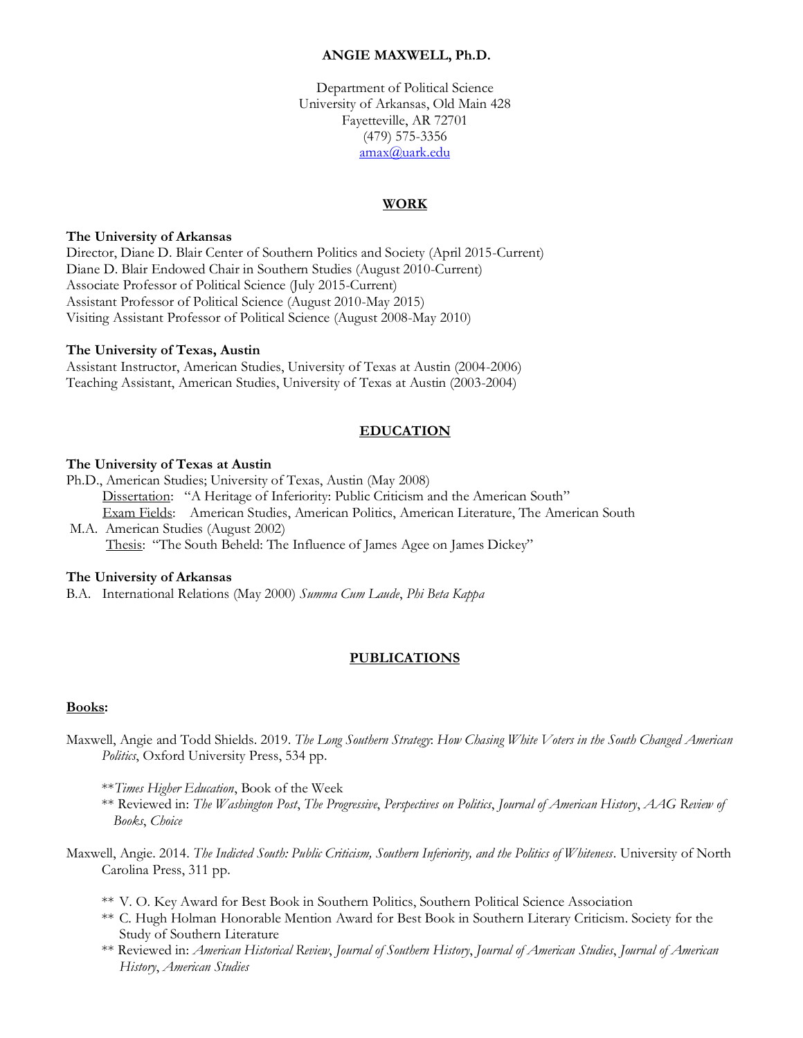# ANGIE MAXWELL, Ph.D.

Department of Political Science
University of Arkansas, Old Main 428
Fayetteville, AR 72701
(479) 575-3356
amax@uark.edu

## WORK

**The University of Arkansas**
Director, Diane D. Blair Center of Southern Politics and Society (April 2015-Current)
Diane D. Blair Endowed Chair in Southern Studies (August 2010-Current)
Associate Professor of Political Science (July 2015-Current)
Assistant Professor of Political Science (August 2010-May 2015)
Visiting Assistant Professor of Political Science (August 2008-May 2010)

**The University of Texas, Austin**
Assistant Instructor, American Studies, University of Texas at Austin (2004-2006)
Teaching Assistant, American Studies, University of Texas at Austin (2003-2004)

## EDUCATION

**The University of Texas at Austin**
Ph.D., American Studies; University of Texas, Austin (May 2008)
Dissertation: "A Heritage of Inferiority: Public Criticism and the American South"
Exam Fields: American Studies, American Politics, American Literature, The American South
M.A. American Studies (August 2002)
Thesis: "The South Beheld: The Influence of James Agee on James Dickey"

**The University of Arkansas**
B.A. International Relations (May 2000) *Summa Cum Laude*, *Phi Beta Kappa*

## PUBLICATIONS

### Books:

Maxwell, Angie and Todd Shields. 2019. *The Long Southern Strategy: How Chasing White Voters in the South Changed American Politics*, Oxford University Press, 534 pp.

- ***Times Higher Education*, Book of the Week
- ** Reviewed in: *The Washington Post*, *The Progressive*, *Perspectives on Politics*, *Journal of American History*, *AAG Review of Books*, *Choice*

Maxwell, Angie. 2014. *The Indicted South: Public Criticism, Southern Inferiority, and the Politics of Whiteness*. University of North Carolina Press, 311 pp.

- ** V. O. Key Award for Best Book in Southern Politics, Southern Political Science Association
- ** C. Hugh Holman Honorable Mention Award for Best Book in Southern Literary Criticism. Society for the Study of Southern Literature
- ** Reviewed in: *American Historical Review*, *Journal of Southern History*, *Journal of American Studies*, *Journal of American History*, *American Studies*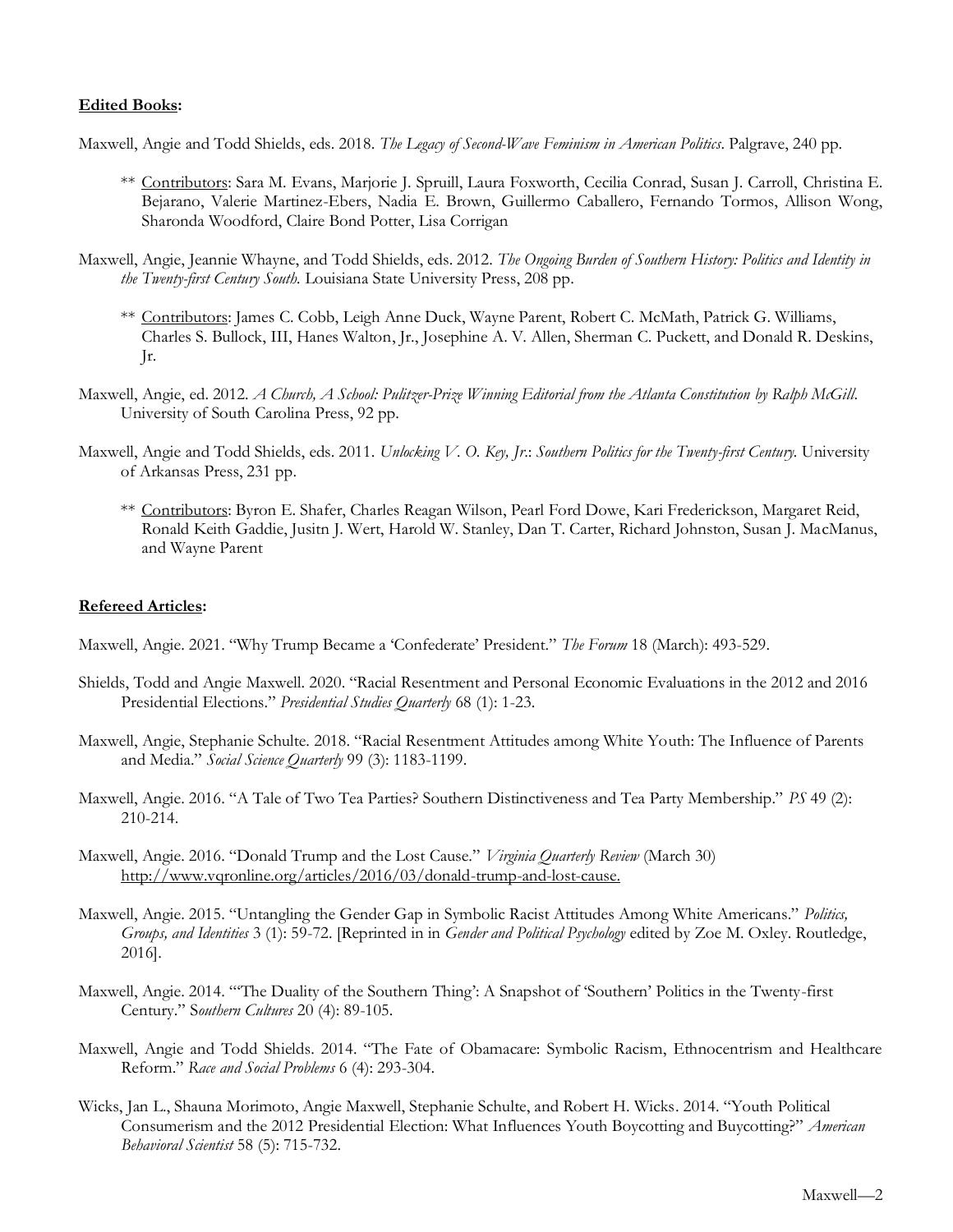**Edited Books:**

Maxwell, Angie and Todd Shields, eds. 2018. *The Legacy of Second-Wave Feminism in American Politics*. Palgrave, 240 pp.

> ** Contributors: Sara M. Evans, Marjorie J. Spruill, Laura Foxworth, Cecilia Conrad, Susan J. Carroll, Christina E. Bejarano, Valerie Martinez-Ebers, Nadia E. Brown, Guillermo Caballero, Fernando Tormos, Allison Wong, Sharonda Woodford, Claire Bond Potter, Lisa Corrigan

Maxwell, Angie, Jeannie Whayne, and Todd Shields, eds. 2012. *The Ongoing Burden of Southern History: Politics and Identity in the Twenty-first Century South.* Louisiana State University Press, 208 pp.

> ** Contributors: James C. Cobb, Leigh Anne Duck, Wayne Parent, Robert C. McMath, Patrick G. Williams, Charles S. Bullock, III, Hanes Walton, Jr., Josephine A. V. Allen, Sherman C. Puckett, and Donald R. Deskins, Jr.

Maxwell, Angie, ed. 2012. *A Church, A School: Pulitzer-Prize Winning Editorial from the Atlanta Constitution by Ralph McGill.* University of South Carolina Press, 92 pp.

Maxwell, Angie and Todd Shields, eds. 2011. *Unlocking V. O. Key, Jr.: Southern Politics for the Twenty-first Century.* University of Arkansas Press, 231 pp.

> ** Contributors: Byron E. Shafer, Charles Reagan Wilson, Pearl Ford Dowe, Kari Frederickson, Margaret Reid, Ronald Keith Gaddie, Jusitn J. Wert, Harold W. Stanley, Dan T. Carter, Richard Johnston, Susan J. MacManus, and Wayne Parent

**Refereed Articles:**

Maxwell, Angie. 2021. "Why Trump Became a 'Confederate' President." *The Forum* 18 (March): 493-529.

Shields, Todd and Angie Maxwell. 2020. "Racial Resentment and Personal Economic Evaluations in the 2012 and 2016 Presidential Elections." *Presidential Studies Quarterly* 68 (1): 1-23.

Maxwell, Angie, Stephanie Schulte. 2018. "Racial Resentment Attitudes among White Youth: The Influence of Parents and Media." *Social Science Quarterly* 99 (3): 1183-1199.

Maxwell, Angie. 2016. "A Tale of Two Tea Parties? Southern Distinctiveness and Tea Party Membership." *PS* 49 (2): 210-214.

Maxwell, Angie. 2016. "Donald Trump and the Lost Cause." *Virginia Quarterly Review* (March 30) http://www.vqronline.org/articles/2016/03/donald-trump-and-lost-cause.

Maxwell, Angie. 2015. "Untangling the Gender Gap in Symbolic Racist Attitudes Among White Americans." *Politics, Groups, and Identities* 3 (1): 59-72. [Reprinted in in *Gender and Political Psychology* edited by Zoe M. Oxley. Routledge, 2016].

Maxwell, Angie. 2014. "'The Duality of the Southern Thing': A Snapshot of 'Southern' Politics in the Twenty-first Century." S*outhern Cultures* 20 (4): 89-105.

Maxwell, Angie and Todd Shields. 2014. "The Fate of Obamacare: Symbolic Racism, Ethnocentrism and Healthcare Reform." *Race and Social Problems* 6 (4): 293-304.

Wicks, Jan L., Shauna Morimoto, Angie Maxwell, Stephanie Schulte, and Robert H. Wicks. 2014. "Youth Political Consumerism and the 2012 Presidential Election: What Influences Youth Boycotting and Buycotting?" *American Behavioral Scientist* 58 (5): 715-732.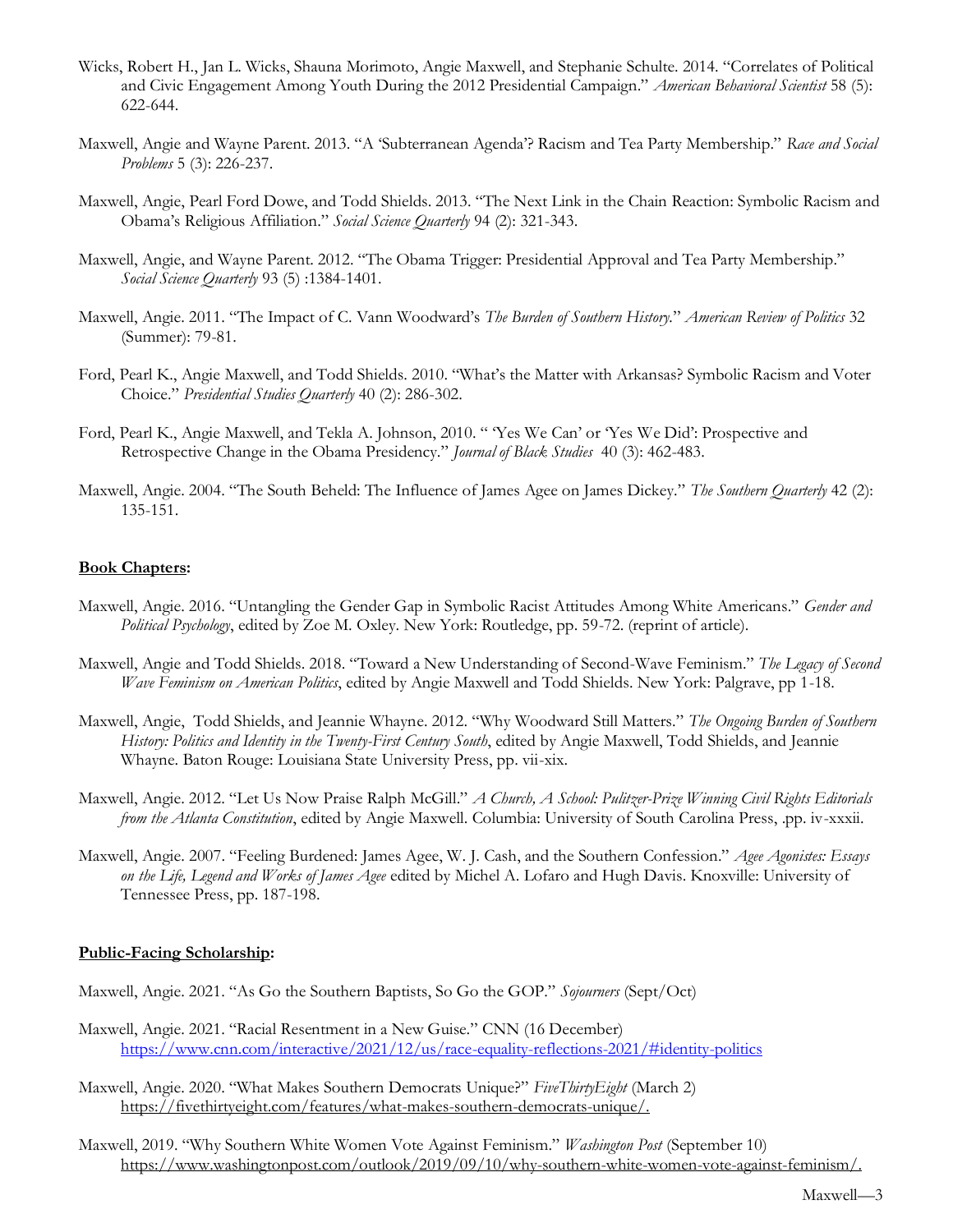Wicks, Robert H., Jan L. Wicks, Shauna Morimoto, Angie Maxwell, and Stephanie Schulte. 2014. "Correlates of Political and Civic Engagement Among Youth During the 2012 Presidential Campaign." *American Behavioral Scientist* 58 (5): 622-644.

Maxwell, Angie and Wayne Parent. 2013. "A 'Subterranean Agenda'? Racism and Tea Party Membership." *Race and Social Problems* 5 (3): 226-237.

Maxwell, Angie, Pearl Ford Dowe, and Todd Shields. 2013. "The Next Link in the Chain Reaction: Symbolic Racism and Obama's Religious Affiliation." *Social Science Quarterly* 94 (2): 321-343.

Maxwell, Angie, and Wayne Parent. 2012. "The Obama Trigger: Presidential Approval and Tea Party Membership." *Social Science Quarterly* 93 (5) :1384-1401.

Maxwell, Angie. 2011. "The Impact of C. Vann Woodward's *The Burden of Southern History*." *American Review of Politics* 32 (Summer): 79-81.

Ford, Pearl K., Angie Maxwell, and Todd Shields. 2010. "What's the Matter with Arkansas? Symbolic Racism and Voter Choice." *Presidential Studies Quarterly* 40 (2): 286-302.

Ford, Pearl K., Angie Maxwell, and Tekla A. Johnson, 2010. " 'Yes We Can' or 'Yes We Did': Prospective and Retrospective Change in the Obama Presidency." *Journal of Black Studies* 40 (3): 462-483.

Maxwell, Angie. 2004. "The South Beheld: The Influence of James Agee on James Dickey." *The Southern Quarterly* 42 (2): 135-151.

**Book Chapters:**

Maxwell, Angie. 2016. "Untangling the Gender Gap in Symbolic Racist Attitudes Among White Americans." *Gender and Political Psychology*, edited by Zoe M. Oxley. New York: Routledge, pp. 59-72. (reprint of article).

Maxwell, Angie and Todd Shields. 2018. "Toward a New Understanding of Second-Wave Feminism." *The Legacy of Second Wave Feminism on American Politics*, edited by Angie Maxwell and Todd Shields. New York: Palgrave, pp 1-18.

Maxwell, Angie, Todd Shields, and Jeannie Whayne. 2012. "Why Woodward Still Matters." *The Ongoing Burden of Southern History: Politics and Identity in the Twenty-First Century South*, edited by Angie Maxwell, Todd Shields, and Jeannie Whayne. Baton Rouge: Louisiana State University Press, pp. vii-xix.

Maxwell, Angie. 2012. "Let Us Now Praise Ralph McGill." *A Church, A School: Pulitzer-Prize Winning Civil Rights Editorials from the Atlanta Constitution*, edited by Angie Maxwell. Columbia: University of South Carolina Press, .pp. iv-xxxii.

Maxwell, Angie. 2007. "Feeling Burdened: James Agee, W. J. Cash, and the Southern Confession." *Agee Agonistes: Essays on the Life, Legend and Works of James Agee* edited by Michel A. Lofaro and Hugh Davis. Knoxville: University of Tennessee Press, pp. 187-198.

**Public-Facing Scholarship:**

Maxwell, Angie. 2021. "As Go the Southern Baptists, So Go the GOP." *Sojourners* (Sept/Oct)

Maxwell, Angie. 2021. "Racial Resentment in a New Guise." CNN (16 December) https://www.cnn.com/interactive/2021/12/us/race-equality-reflections-2021/#identity-politics

Maxwell, Angie. 2020. "What Makes Southern Democrats Unique?" *FiveThirtyEight* (March 2) https://fivethirtyeight.com/features/what-makes-southern-democrats-unique/.

Maxwell, 2019. "Why Southern White Women Vote Against Feminism." *Washington Post* (September 10) https://www.washingtonpost.com/outlook/2019/09/10/why-southern-white-women-vote-against-feminism/.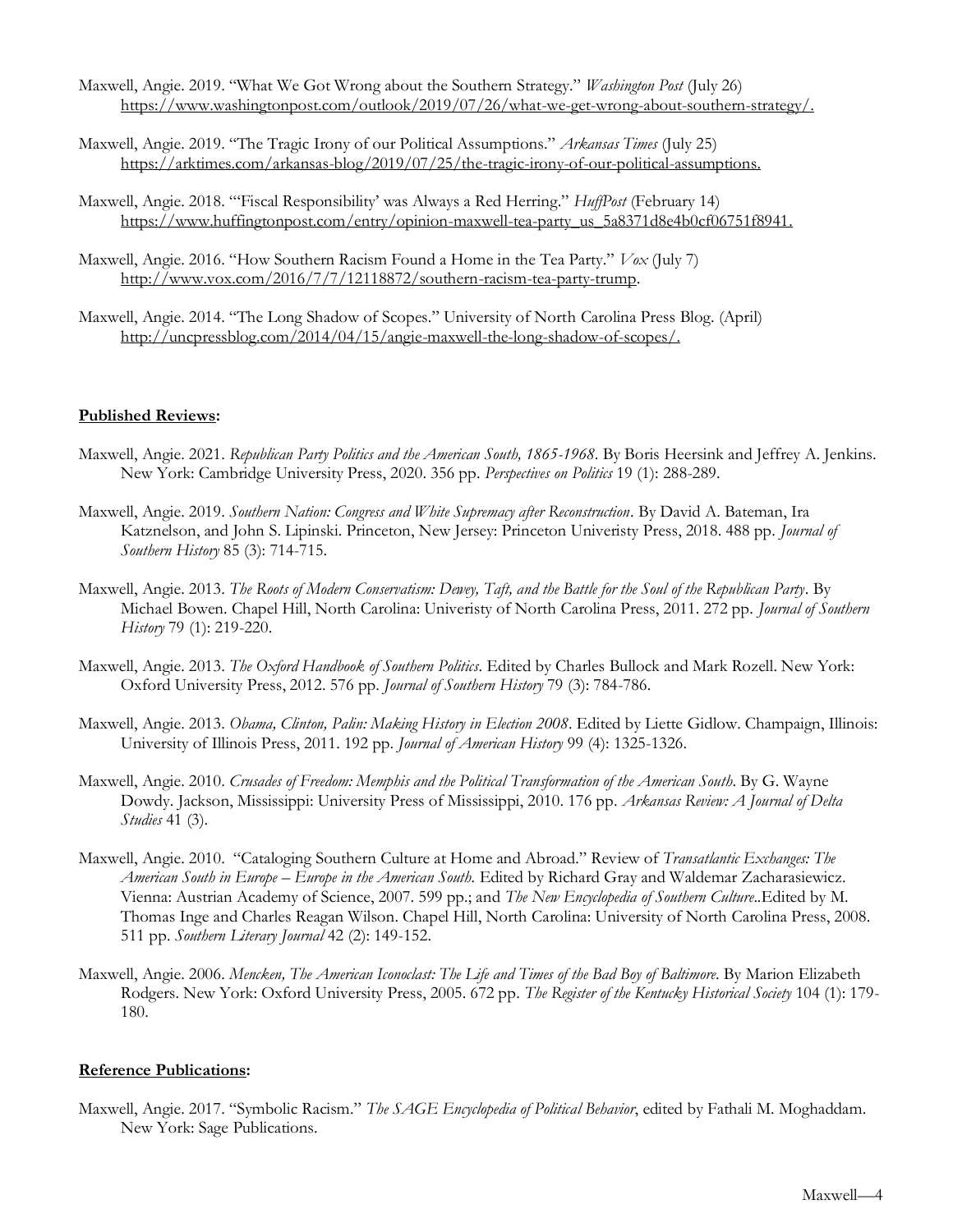Maxwell, Angie. 2019. "What We Got Wrong about the Southern Strategy." *Washington Post* (July 26) https://www.washingtonpost.com/outlook/2019/07/26/what-we-get-wrong-about-southern-strategy/.

Maxwell, Angie. 2019. "The Tragic Irony of our Political Assumptions." *Arkansas Times* (July 25) https://arktimes.com/arkansas-blog/2019/07/25/the-tragic-irony-of-our-political-assumptions.

Maxwell, Angie. 2018. "'Fiscal Responsibility' was Always a Red Herring." *HuffPost* (February 14) https://www.huffingtonpost.com/entry/opinion-maxwell-tea-party_us_5a8371d8e4b0cf06751f8941.

Maxwell, Angie. 2016. "How Southern Racism Found a Home in the Tea Party." *Vox* (July 7) http://www.vox.com/2016/7/7/12118872/southern-racism-tea-party-trump.

Maxwell, Angie. 2014. "The Long Shadow of Scopes." University of North Carolina Press Blog. (April) http://uncpressblog.com/2014/04/15/angie-maxwell-the-long-shadow-of-scopes/.

**Published Reviews:**

Maxwell, Angie. 2021. *Republican Party Politics and the American South, 1865-1968*. By Boris Heersink and Jeffrey A. Jenkins. New York: Cambridge University Press, 2020. 356 pp. *Perspectives on Politics* 19 (1): 288-289.

Maxwell, Angie. 2019. *Southern Nation: Congress and White Supremacy after Reconstruction*. By David A. Bateman, Ira Katznelson, and John S. Lipinski. Princeton, New Jersey: Princeton Univeristy Press, 2018. 488 pp. *Journal of Southern History* 85 (3): 714-715.

Maxwell, Angie. 2013. *The Roots of Modern Conservatism: Dewey, Taft, and the Battle for the Soul of the Republican Party*. By Michael Bowen. Chapel Hill, North Carolina: Univeristy of North Carolina Press, 2011. 272 pp. *Journal of Southern History* 79 (1): 219-220.

Maxwell, Angie. 2013. *The Oxford Handbook of Southern Politics*. Edited by Charles Bullock and Mark Rozell. New York: Oxford University Press, 2012. 576 pp. *Journal of Southern History* 79 (3): 784-786.

Maxwell, Angie. 2013. *Obama, Clinton, Palin: Making History in Election 2008*. Edited by Liette Gidlow. Champaign, Illinois: University of Illinois Press, 2011. 192 pp. *Journal of American History* 99 (4): 1325-1326.

Maxwell, Angie. 2010. *Crusades of Freedom: Memphis and the Political Transformation of the American South*. By G. Wayne Dowdy. Jackson, Mississippi: University Press of Mississippi, 2010. 176 pp. *Arkansas Review: A Journal of Delta Studies* 41 (3).

Maxwell, Angie. 2010. "Cataloging Southern Culture at Home and Abroad." Review of *Transatlantic Exchanges: The American South in Europe – Europe in the American South*. Edited by Richard Gray and Waldemar Zacharasiewicz. Vienna: Austrian Academy of Science, 2007. 599 pp.; and *The New Encyclopedia of Southern Culture*..Edited by M. Thomas Inge and Charles Reagan Wilson. Chapel Hill, North Carolina: University of North Carolina Press, 2008. 511 pp. *Southern Literary Journal* 42 (2): 149-152.

Maxwell, Angie. 2006. *Mencken, The American Iconoclast: The Life and Times of the Bad Boy of Baltimore*. By Marion Elizabeth Rodgers. New York: Oxford University Press, 2005. 672 pp. *The Register of the Kentucky Historical Society* 104 (1): 179-180.

**Reference Publications:**

Maxwell, Angie. 2017. "Symbolic Racism." *The SAGE Encyclopedia of Political Behavior*, edited by Fathali M. Moghaddam. New York: Sage Publications.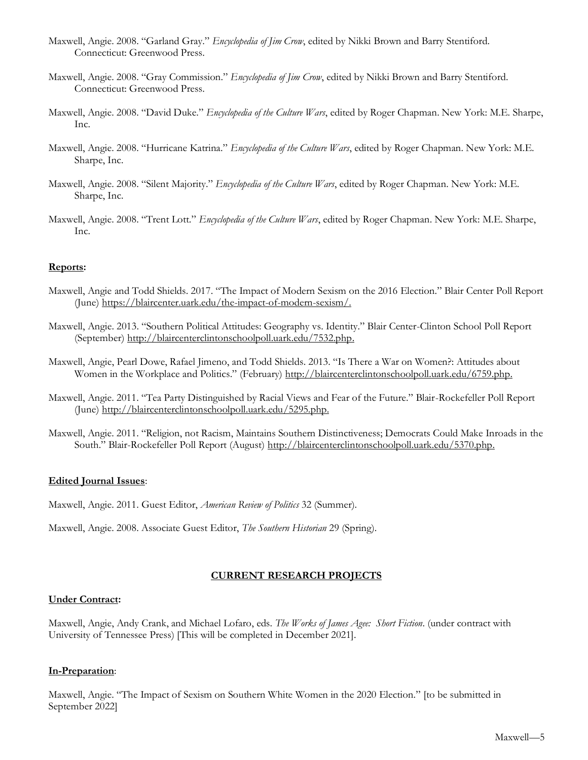Maxwell, Angie. 2008. "Garland Gray." *Encyclopedia of Jim Crow*, edited by Nikki Brown and Barry Stentiford. Connecticut: Greenwood Press.

Maxwell, Angie. 2008. "Gray Commission." *Encyclopedia of Jim Crow*, edited by Nikki Brown and Barry Stentiford. Connecticut: Greenwood Press.

Maxwell, Angie. 2008. "David Duke." *Encyclopedia of the Culture Wars*, edited by Roger Chapman. New York: M.E. Sharpe, Inc.

Maxwell, Angie. 2008. "Hurricane Katrina." *Encyclopedia of the Culture Wars*, edited by Roger Chapman. New York: M.E. Sharpe, Inc.

Maxwell, Angie. 2008. "Silent Majority." *Encyclopedia of the Culture Wars*, edited by Roger Chapman. New York: M.E. Sharpe, Inc.

Maxwell, Angie. 2008. "Trent Lott." *Encyclopedia of the Culture Wars*, edited by Roger Chapman. New York: M.E. Sharpe, Inc.

**Reports:**

Maxwell, Angie and Todd Shields. 2017. "The Impact of Modern Sexism on the 2016 Election." Blair Center Poll Report (June) https://blaircenter.uark.edu/the-impact-of-modern-sexism/.

Maxwell, Angie. 2013. "Southern Political Attitudes: Geography vs. Identity." Blair Center-Clinton School Poll Report (September) http://blaircenterclintonschoolpoll.uark.edu/7532.php.

Maxwell, Angie, Pearl Dowe, Rafael Jimeno, and Todd Shields. 2013. "Is There a War on Women?: Attitudes about Women in the Workplace and Politics." (February) http://blaircenterclintonschoolpoll.uark.edu/6759.php.

Maxwell, Angie. 2011. "Tea Party Distinguished by Racial Views and Fear of the Future." Blair-Rockefeller Poll Report (June) http://blaircenterclintonschoolpoll.uark.edu/5295.php.

Maxwell, Angie. 2011. "Religion, not Racism, Maintains Southern Distinctiveness; Democrats Could Make Inroads in the South." Blair-Rockefeller Poll Report (August) http://blaircenterclintonschoolpoll.uark.edu/5370.php.

**Edited Journal Issues**:

Maxwell, Angie. 2011. Guest Editor, *American Review of Politics* 32 (Summer).

Maxwell, Angie. 2008. Associate Guest Editor, *The Southern Historian* 29 (Spring).

## CURRENT RESEARCH PROJECTS

**Under Contract:**

Maxwell, Angie, Andy Crank, and Michael Lofaro, eds. *The Works of James Agee: Short Fiction*. (under contract with University of Tennessee Press) [This will be completed in December 2021].

**In-Preparation**:

Maxwell, Angie. "The Impact of Sexism on Southern White Women in the 2020 Election." [to be submitted in September 2022]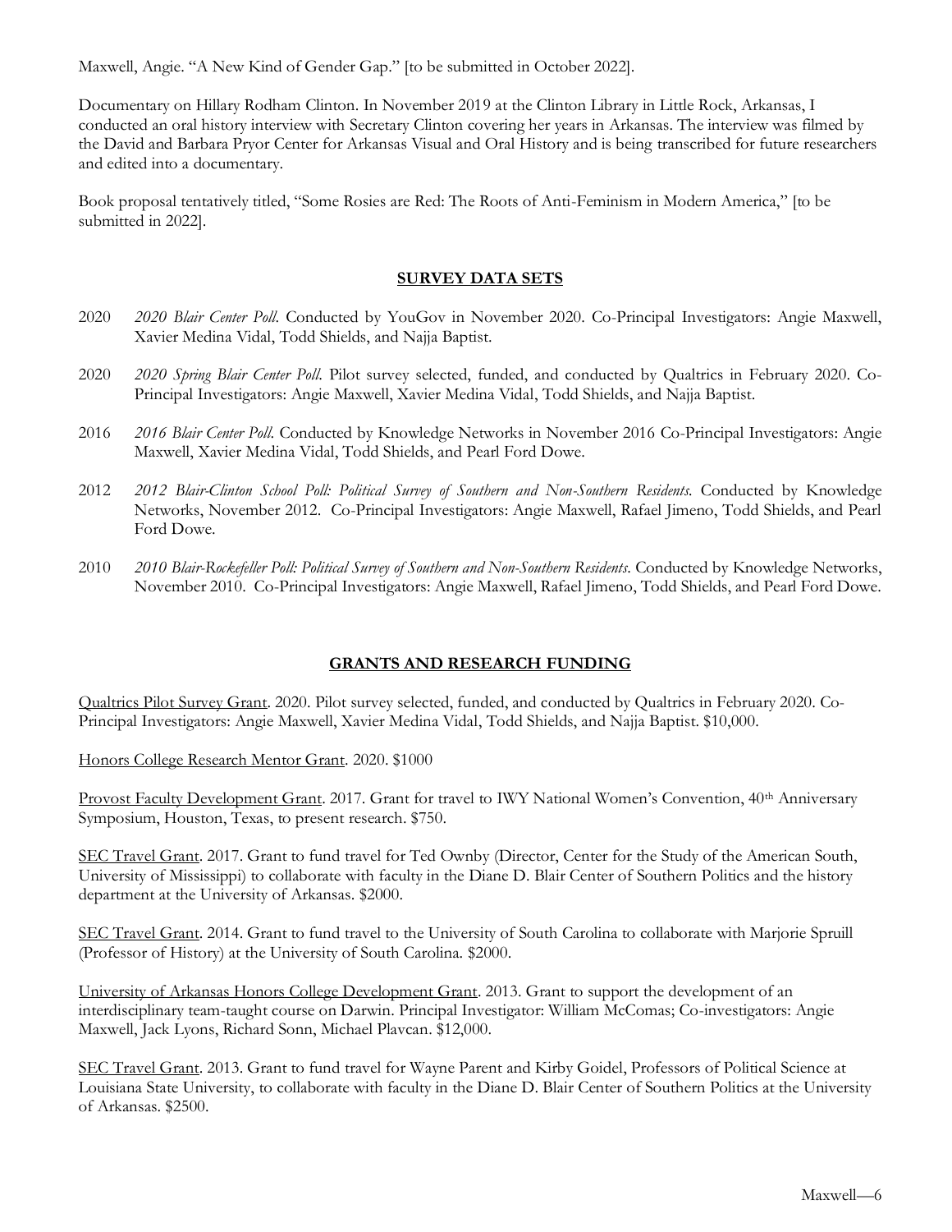Maxwell, Angie. “A New Kind of Gender Gap.” [to be submitted in October 2022].

Documentary on Hillary Rodham Clinton. In November 2019 at the Clinton Library in Little Rock, Arkansas, I conducted an oral history interview with Secretary Clinton covering her years in Arkansas. The interview was filmed by the David and Barbara Pryor Center for Arkansas Visual and Oral History and is being transcribed for future researchers and edited into a documentary.

Book proposal tentatively titled, “Some Rosies are Red: The Roots of Anti-Feminism in Modern America,” [to be submitted in 2022].

## SURVEY DATA SETS

2020 *2020 Blair Center Poll*. Conducted by YouGov in November 2020. Co-Principal Investigators: Angie Maxwell, Xavier Medina Vidal, Todd Shields, and Najja Baptist.

2020 *2020 Spring Blair Center Poll*. Pilot survey selected, funded, and conducted by Qualtrics in February 2020. Co-Principal Investigators: Angie Maxwell, Xavier Medina Vidal, Todd Shields, and Najja Baptist.

2016 *2016 Blair Center Poll*. Conducted by Knowledge Networks in November 2016 Co-Principal Investigators: Angie Maxwell, Xavier Medina Vidal, Todd Shields, and Pearl Ford Dowe.

2012 *2012 Blair-Clinton School Poll: Political Survey of Southern and Non-Southern Residents*. Conducted by Knowledge Networks, November 2012. Co-Principal Investigators: Angie Maxwell, Rafael Jimeno, Todd Shields, and Pearl Ford Dowe.

2010 *2010 Blair-Rockefeller Poll: Political Survey of Southern and Non-Southern Residents*. Conducted by Knowledge Networks, November 2010. Co-Principal Investigators: Angie Maxwell, Rafael Jimeno, Todd Shields, and Pearl Ford Dowe.

## GRANTS AND RESEARCH FUNDING

Qualtrics Pilot Survey Grant. 2020. Pilot survey selected, funded, and conducted by Qualtrics in February 2020. Co-Principal Investigators: Angie Maxwell, Xavier Medina Vidal, Todd Shields, and Najja Baptist. $10,000.

Honors College Research Mentor Grant. 2020. $1000

Provost Faculty Development Grant. 2017. Grant for travel to IWY National Women’s Convention, 40th Anniversary Symposium, Houston, Texas, to present research. $750.

SEC Travel Grant. 2017. Grant to fund travel for Ted Ownby (Director, Center for the Study of the American South, University of Mississippi) to collaborate with faculty in the Diane D. Blair Center of Southern Politics and the history department at the University of Arkansas. $2000.

SEC Travel Grant. 2014. Grant to fund travel to the University of South Carolina to collaborate with Marjorie Spruill (Professor of History) at the University of South Carolina. $2000.

University of Arkansas Honors College Development Grant. 2013. Grant to support the development of an interdisciplinary team-taught course on Darwin. Principal Investigator: William McComas; Co-investigators: Angie Maxwell, Jack Lyons, Richard Sonn, Michael Plavcan. $12,000.

SEC Travel Grant. 2013. Grant to fund travel for Wayne Parent and Kirby Goidel, Professors of Political Science at Louisiana State University, to collaborate with faculty in the Diane D. Blair Center of Southern Politics at the University of Arkansas. $2500.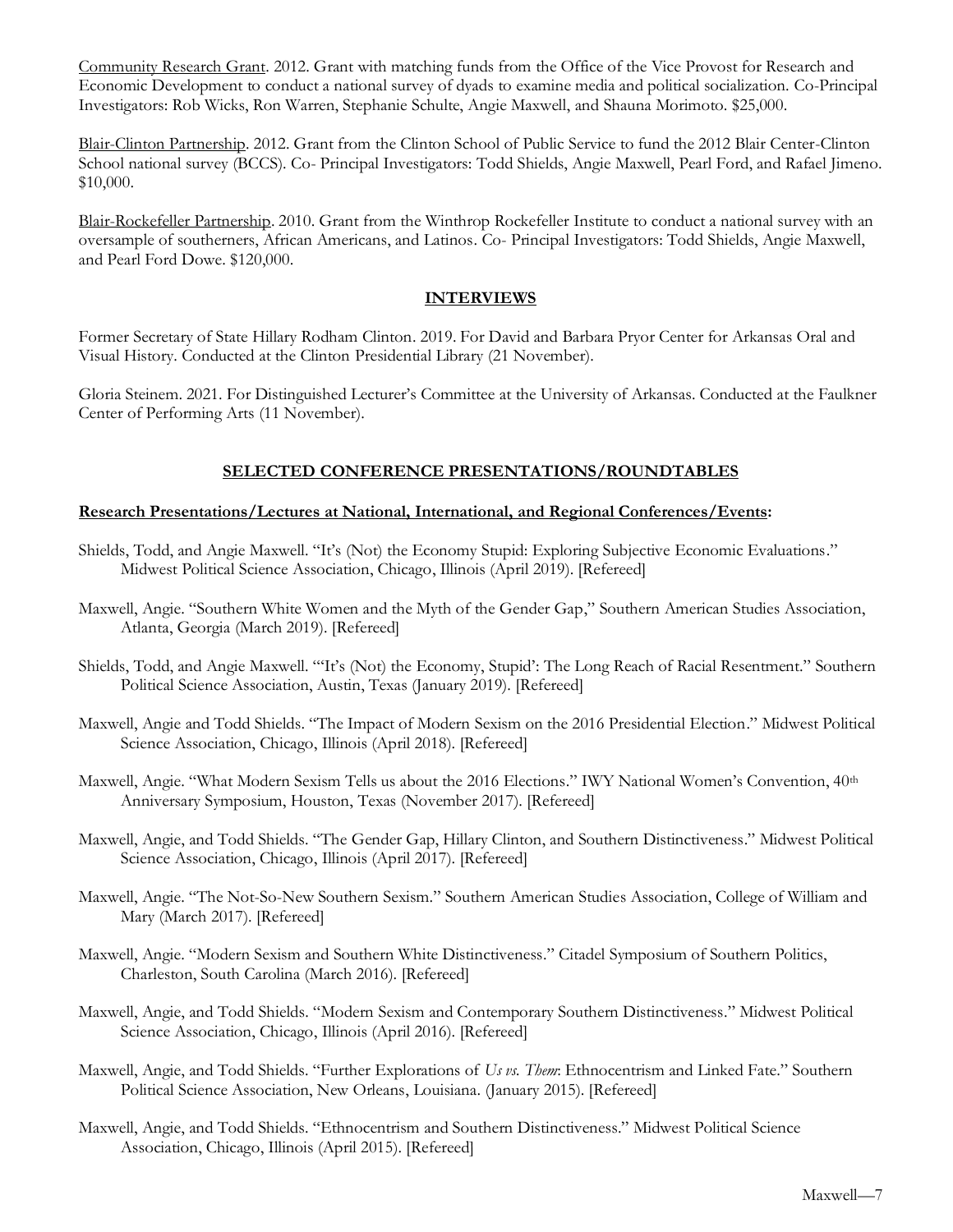Community Research Grant. 2012. Grant with matching funds from the Office of the Vice Provost for Research and Economic Development to conduct a national survey of dyads to examine media and political socialization. Co-Principal Investigators: Rob Wicks, Ron Warren, Stephanie Schulte, Angie Maxwell, and Shauna Morimoto. $25,000.

Blair-Clinton Partnership. 2012. Grant from the Clinton School of Public Service to fund the 2012 Blair Center-Clinton School national survey (BCCS). Co- Principal Investigators: Todd Shields, Angie Maxwell, Pearl Ford, and Rafael Jimeno. $10,000.

Blair-Rockefeller Partnership. 2010. Grant from the Winthrop Rockefeller Institute to conduct a national survey with an oversample of southerners, African Americans, and Latinos. Co- Principal Investigators: Todd Shields, Angie Maxwell, and Pearl Ford Dowe. $120,000.

## INTERVIEWS

Former Secretary of State Hillary Rodham Clinton. 2019. For David and Barbara Pryor Center for Arkansas Oral and Visual History. Conducted at the Clinton Presidential Library (21 November).

Gloria Steinem. 2021. For Distinguished Lecturer's Committee at the University of Arkansas. Conducted at the Faulkner Center of Performing Arts (11 November).

## SELECTED CONFERENCE PRESENTATIONS/ROUNDTABLES

### Research Presentations/Lectures at National, International, and Regional Conferences/Events:

Shields, Todd, and Angie Maxwell. "It's (Not) the Economy Stupid: Exploring Subjective Economic Evaluations." Midwest Political Science Association, Chicago, Illinois (April 2019). [Refereed]

Maxwell, Angie. "Southern White Women and the Myth of the Gender Gap," Southern American Studies Association, Atlanta, Georgia (March 2019). [Refereed]

Shields, Todd, and Angie Maxwell. "'It's (Not) the Economy, Stupid': The Long Reach of Racial Resentment." Southern Political Science Association, Austin, Texas (January 2019). [Refereed]

Maxwell, Angie and Todd Shields. "The Impact of Modern Sexism on the 2016 Presidential Election." Midwest Political Science Association, Chicago, Illinois (April 2018). [Refereed]

Maxwell, Angie. "What Modern Sexism Tells us about the 2016 Elections." IWY National Women's Convention, 40th Anniversary Symposium, Houston, Texas (November 2017). [Refereed]

Maxwell, Angie, and Todd Shields. "The Gender Gap, Hillary Clinton, and Southern Distinctiveness." Midwest Political Science Association, Chicago, Illinois (April 2017). [Refereed]

Maxwell, Angie. "The Not-So-New Southern Sexism." Southern American Studies Association, College of William and Mary (March 2017). [Refereed]

Maxwell, Angie. "Modern Sexism and Southern White Distinctiveness." Citadel Symposium of Southern Politics, Charleston, South Carolina (March 2016). [Refereed]

Maxwell, Angie, and Todd Shields. "Modern Sexism and Contemporary Southern Distinctiveness." Midwest Political Science Association, Chicago, Illinois (April 2016). [Refereed]

Maxwell, Angie, and Todd Shields. "Further Explorations of *Us vs. Them*: Ethnocentrism and Linked Fate." Southern Political Science Association, New Orleans, Louisiana. (January 2015). [Refereed]

Maxwell, Angie, and Todd Shields. "Ethnocentrism and Southern Distinctiveness." Midwest Political Science Association, Chicago, Illinois (April 2015). [Refereed]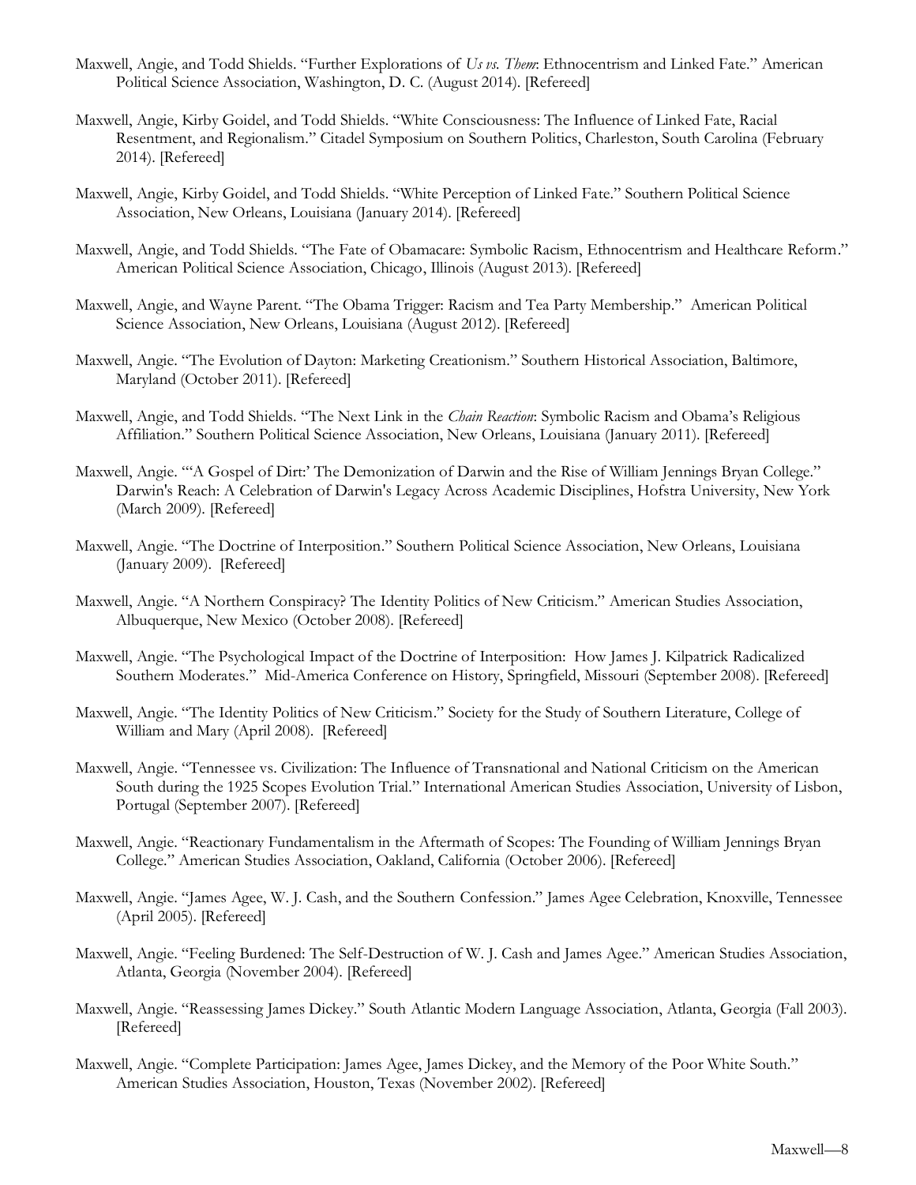Maxwell, Angie, and Todd Shields. "Further Explorations of *Us vs. Them*: Ethnocentrism and Linked Fate." American Political Science Association, Washington, D. C. (August 2014). [Refereed]

Maxwell, Angie, Kirby Goidel, and Todd Shields. "White Consciousness: The Influence of Linked Fate, Racial Resentment, and Regionalism." Citadel Symposium on Southern Politics, Charleston, South Carolina (February 2014). [Refereed]

Maxwell, Angie, Kirby Goidel, and Todd Shields. "White Perception of Linked Fate." Southern Political Science Association, New Orleans, Louisiana (January 2014). [Refereed]

Maxwell, Angie, and Todd Shields. "The Fate of Obamacare: Symbolic Racism, Ethnocentrism and Healthcare Reform." American Political Science Association, Chicago, Illinois (August 2013). [Refereed]

Maxwell, Angie, and Wayne Parent. "The Obama Trigger: Racism and Tea Party Membership." American Political Science Association, New Orleans, Louisiana (August 2012). [Refereed]

Maxwell, Angie. "The Evolution of Dayton: Marketing Creationism." Southern Historical Association, Baltimore, Maryland (October 2011). [Refereed]

Maxwell, Angie, and Todd Shields. "The Next Link in the *Chain Reaction*: Symbolic Racism and Obama's Religious Affiliation." Southern Political Science Association, New Orleans, Louisiana (January 2011). [Refereed]

Maxwell, Angie. "'A Gospel of Dirt:' The Demonization of Darwin and the Rise of William Jennings Bryan College." Darwin's Reach: A Celebration of Darwin's Legacy Across Academic Disciplines, Hofstra University, New York (March 2009). [Refereed]

Maxwell, Angie. "The Doctrine of Interposition." Southern Political Science Association, New Orleans, Louisiana (January 2009). [Refereed]

Maxwell, Angie. "A Northern Conspiracy? The Identity Politics of New Criticism." American Studies Association, Albuquerque, New Mexico (October 2008). [Refereed]

Maxwell, Angie. "The Psychological Impact of the Doctrine of Interposition: How James J. Kilpatrick Radicalized Southern Moderates." Mid-America Conference on History, Springfield, Missouri (September 2008). [Refereed]

Maxwell, Angie. "The Identity Politics of New Criticism." Society for the Study of Southern Literature, College of William and Mary (April 2008). [Refereed]

Maxwell, Angie. "Tennessee vs. Civilization: The Influence of Transnational and National Criticism on the American South during the 1925 Scopes Evolution Trial." International American Studies Association, University of Lisbon, Portugal (September 2007). [Refereed]

Maxwell, Angie. "Reactionary Fundamentalism in the Aftermath of Scopes: The Founding of William Jennings Bryan College." American Studies Association, Oakland, California (October 2006). [Refereed]

Maxwell, Angie. "James Agee, W. J. Cash, and the Southern Confession." James Agee Celebration, Knoxville, Tennessee (April 2005). [Refereed]

Maxwell, Angie. "Feeling Burdened: The Self-Destruction of W. J. Cash and James Agee." American Studies Association, Atlanta, Georgia (November 2004). [Refereed]

Maxwell, Angie. "Reassessing James Dickey." South Atlantic Modern Language Association, Atlanta, Georgia (Fall 2003). [Refereed]

Maxwell, Angie. "Complete Participation: James Agee, James Dickey, and the Memory of the Poor White South." American Studies Association, Houston, Texas (November 2002). [Refereed]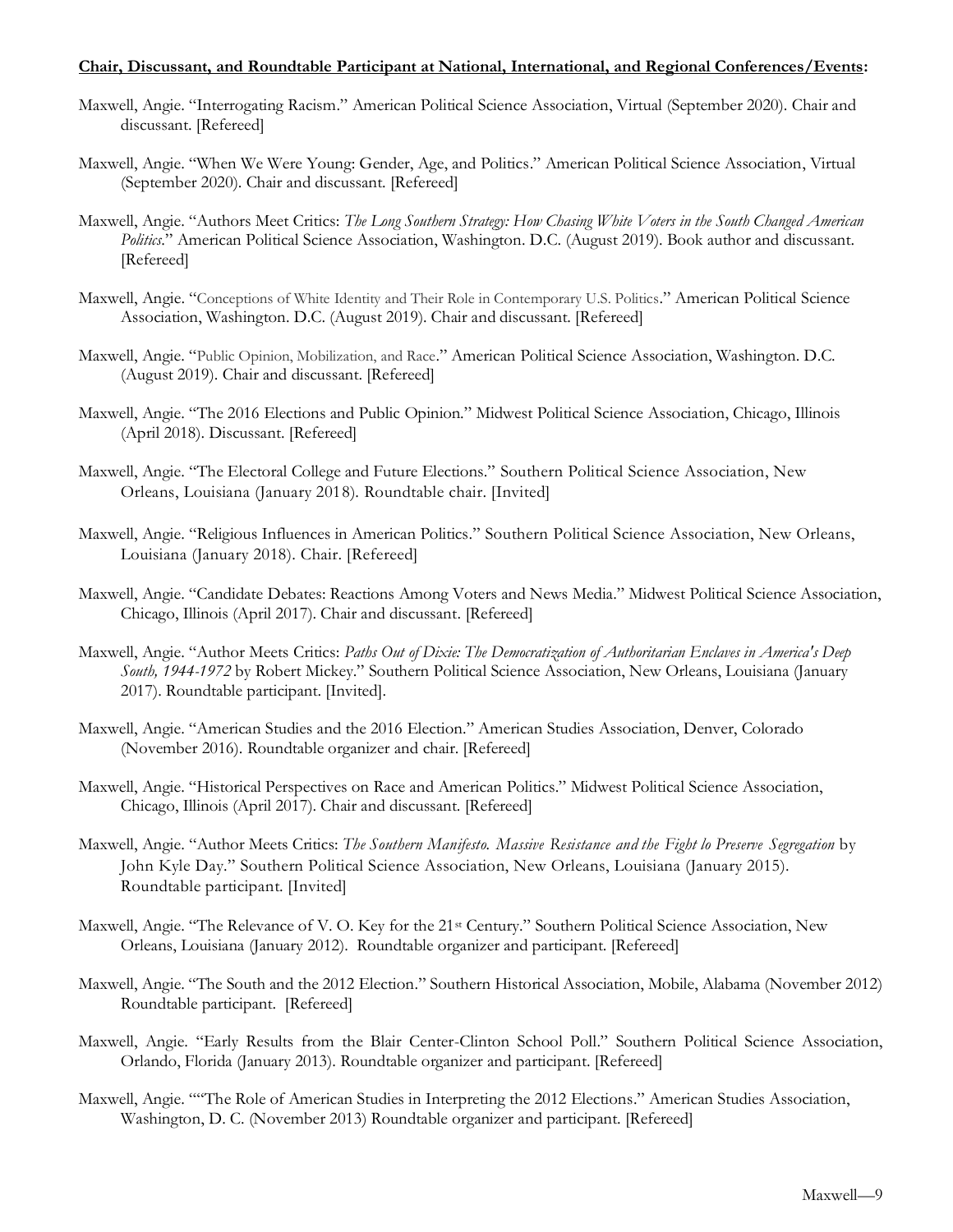**Chair, Discussant, and Roundtable Participant at National, International, and Regional Conferences/Events:**

Maxwell, Angie. "Interrogating Racism." American Political Science Association, Virtual (September 2020). Chair and discussant. [Refereed]

Maxwell, Angie. "When We Were Young: Gender, Age, and Politics." American Political Science Association, Virtual (September 2020). Chair and discussant. [Refereed]

Maxwell, Angie. "Authors Meet Critics: *The Long Southern Strategy: How Chasing White Voters in the South Changed American Politics*." American Political Science Association, Washington. D.C. (August 2019). Book author and discussant. [Refereed]

Maxwell, Angie. "Conceptions of White Identity and Their Role in Contemporary U.S. Politics." American Political Science Association, Washington. D.C. (August 2019). Chair and discussant. [Refereed]

Maxwell, Angie. "Public Opinion, Mobilization, and Race." American Political Science Association, Washington. D.C. (August 2019). Chair and discussant. [Refereed]

Maxwell, Angie. "The 2016 Elections and Public Opinion." Midwest Political Science Association, Chicago, Illinois (April 2018). Discussant. [Refereed]

Maxwell, Angie. "The Electoral College and Future Elections." Southern Political Science Association, New Orleans, Louisiana (January 2018). Roundtable chair. [Invited]

Maxwell, Angie. "Religious Influences in American Politics." Southern Political Science Association, New Orleans, Louisiana (January 2018). Chair. [Refereed]

Maxwell, Angie. "Candidate Debates: Reactions Among Voters and News Media." Midwest Political Science Association, Chicago, Illinois (April 2017). Chair and discussant. [Refereed]

Maxwell, Angie. "Author Meets Critics: *Paths Out of Dixie: The Democratization of Authoritarian Enclaves in America's Deep South, 1944-1972* by Robert Mickey." Southern Political Science Association, New Orleans, Louisiana (January 2017). Roundtable participant. [Invited].

Maxwell, Angie. "American Studies and the 2016 Election." American Studies Association, Denver, Colorado (November 2016). Roundtable organizer and chair. [Refereed]

Maxwell, Angie. "Historical Perspectives on Race and American Politics." Midwest Political Science Association, Chicago, Illinois (April 2017). Chair and discussant. [Refereed]

Maxwell, Angie. "Author Meets Critics: *The Southern Manifesto. Massive Resistance and the Fight lo Preserve Segregation* by John Kyle Day." Southern Political Science Association, New Orleans, Louisiana (January 2015). Roundtable participant. [Invited]

Maxwell, Angie. "The Relevance of V. O. Key for the 21st Century." Southern Political Science Association, New Orleans, Louisiana (January 2012). Roundtable organizer and participant. [Refereed]

Maxwell, Angie. "The South and the 2012 Election." Southern Historical Association, Mobile, Alabama (November 2012) Roundtable participant. [Refereed]

Maxwell, Angie. "Early Results from the Blair Center-Clinton School Poll." Southern Political Science Association, Orlando, Florida (January 2013). Roundtable organizer and participant. [Refereed]

Maxwell, Angie. ""The Role of American Studies in Interpreting the 2012 Elections." American Studies Association, Washington, D. C. (November 2013) Roundtable organizer and participant. [Refereed]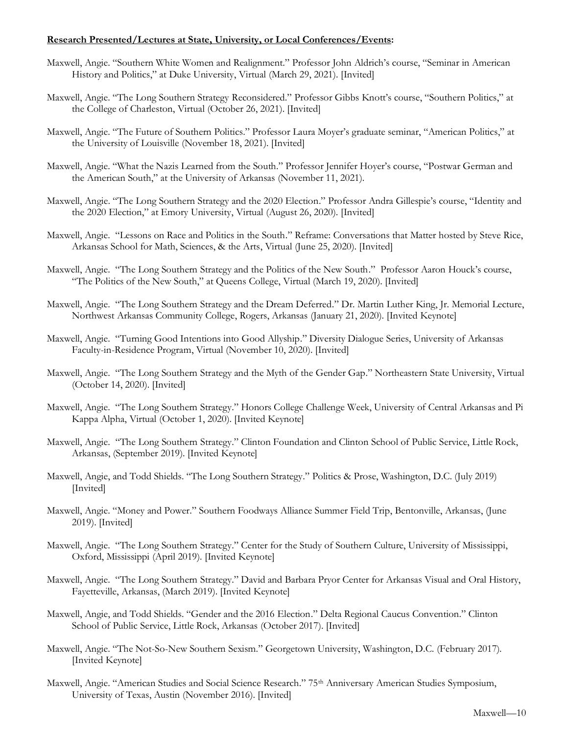**Research Presented/Lectures at State, University, or Local Conferences/Events:**

Maxwell, Angie. "Southern White Women and Realignment." Professor John Aldrich's course, "Seminar in American History and Politics," at Duke University, Virtual (March 29, 2021). [Invited]

Maxwell, Angie. "The Long Southern Strategy Reconsidered." Professor Gibbs Knott's course, "Southern Politics," at the College of Charleston, Virtual (October 26, 2021). [Invited]

Maxwell, Angie. "The Future of Southern Politics." Professor Laura Moyer's graduate seminar, "American Politics," at the University of Louisville (November 18, 2021). [Invited]

Maxwell, Angie. "What the Nazis Learned from the South." Professor Jennifer Hoyer's course, "Postwar German and the American South," at the University of Arkansas (November 11, 2021).

Maxwell, Angie. "The Long Southern Strategy and the 2020 Election." Professor Andra Gillespie's course, "Identity and the 2020 Election," at Emory University, Virtual (August 26, 2020). [Invited]

Maxwell, Angie. "Lessons on Race and Politics in the South." Reframe: Conversations that Matter hosted by Steve Rice, Arkansas School for Math, Sciences, & the Arts, Virtual (June 25, 2020). [Invited]

Maxwell, Angie. "The Long Southern Strategy and the Politics of the New South." Professor Aaron Houck's course, "The Politics of the New South," at Queens College, Virtual (March 19, 2020). [Invited]

Maxwell, Angie. "The Long Southern Strategy and the Dream Deferred." Dr. Martin Luther King, Jr. Memorial Lecture, Northwest Arkansas Community College, Rogers, Arkansas (January 21, 2020). [Invited Keynote]

Maxwell, Angie. "Turning Good Intentions into Good Allyship." Diversity Dialogue Series, University of Arkansas Faculty-in-Residence Program, Virtual (November 10, 2020). [Invited]

Maxwell, Angie. "The Long Southern Strategy and the Myth of the Gender Gap." Northeastern State University, Virtual (October 14, 2020). [Invited]

Maxwell, Angie. "The Long Southern Strategy." Honors College Challenge Week, University of Central Arkansas and Pi Kappa Alpha, Virtual (October 1, 2020). [Invited Keynote]

Maxwell, Angie. "The Long Southern Strategy." Clinton Foundation and Clinton School of Public Service, Little Rock, Arkansas, (September 2019). [Invited Keynote]

Maxwell, Angie, and Todd Shields. "The Long Southern Strategy." Politics & Prose, Washington, D.C. (July 2019) [Invited]

Maxwell, Angie. "Money and Power." Southern Foodways Alliance Summer Field Trip, Bentonville, Arkansas, (June 2019). [Invited]

Maxwell, Angie. "The Long Southern Strategy." Center for the Study of Southern Culture, University of Mississippi, Oxford, Mississippi (April 2019). [Invited Keynote]

Maxwell, Angie. "The Long Southern Strategy." David and Barbara Pryor Center for Arkansas Visual and Oral History, Fayetteville, Arkansas, (March 2019). [Invited Keynote]

Maxwell, Angie, and Todd Shields. "Gender and the 2016 Election." Delta Regional Caucus Convention." Clinton School of Public Service, Little Rock, Arkansas (October 2017). [Invited]

Maxwell, Angie. "The Not-So-New Southern Sexism." Georgetown University, Washington, D.C. (February 2017). [Invited Keynote]

Maxwell, Angie. "American Studies and Social Science Research." 75th Anniversary American Studies Symposium, University of Texas, Austin (November 2016). [Invited]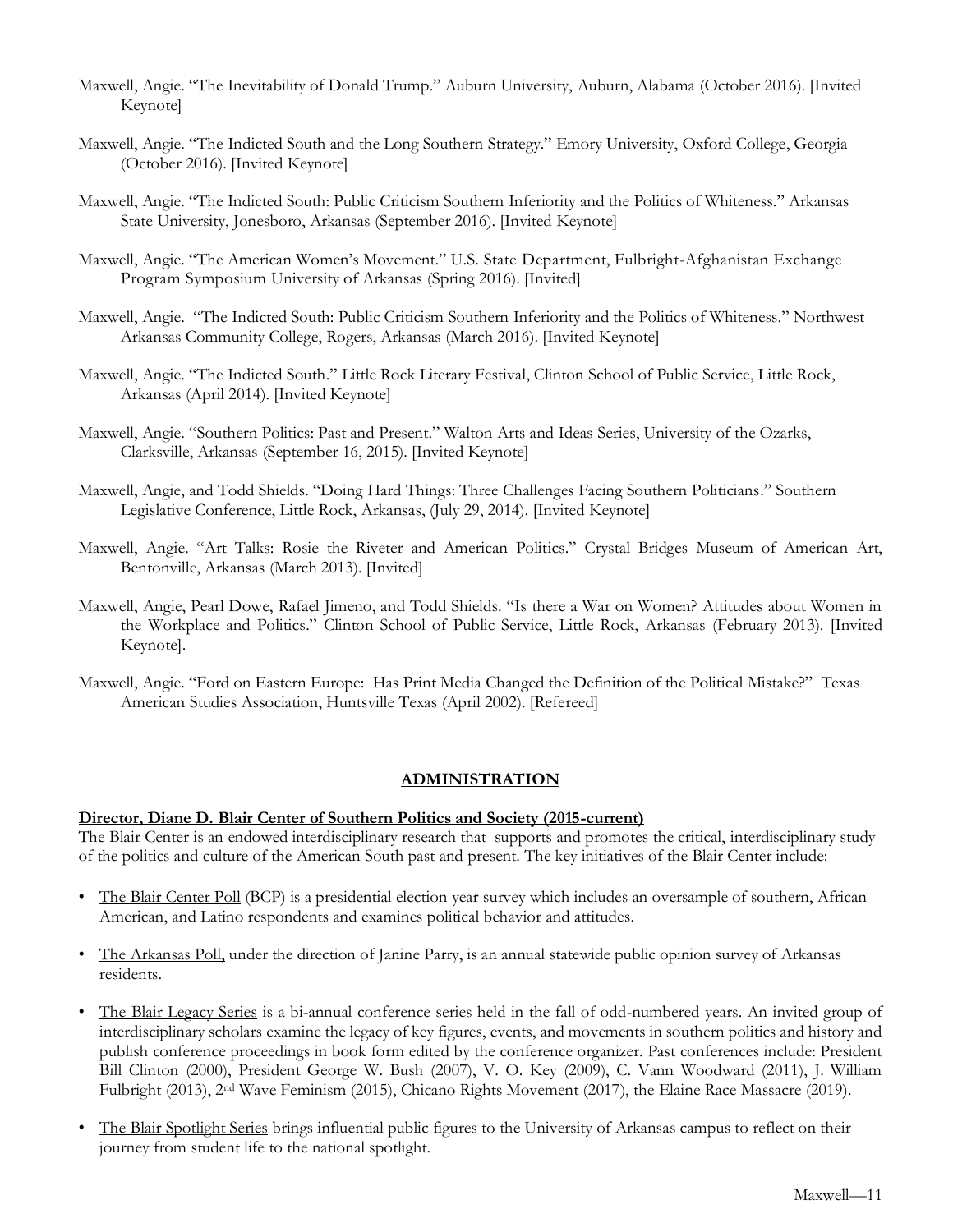Maxwell, Angie. "The Inevitability of Donald Trump." Auburn University, Auburn, Alabama (October 2016). [Invited Keynote]

Maxwell, Angie. "The Indicted South and the Long Southern Strategy." Emory University, Oxford College, Georgia (October 2016). [Invited Keynote]

Maxwell, Angie. "The Indicted South: Public Criticism Southern Inferiority and the Politics of Whiteness." Arkansas State University, Jonesboro, Arkansas (September 2016). [Invited Keynote]

Maxwell, Angie. "The American Women's Movement." U.S. State Department, Fulbright-Afghanistan Exchange Program Symposium University of Arkansas (Spring 2016). [Invited]

Maxwell, Angie. "The Indicted South: Public Criticism Southern Inferiority and the Politics of Whiteness." Northwest Arkansas Community College, Rogers, Arkansas (March 2016). [Invited Keynote]

Maxwell, Angie. "The Indicted South." Little Rock Literary Festival, Clinton School of Public Service, Little Rock, Arkansas (April 2014). [Invited Keynote]

Maxwell, Angie. "Southern Politics: Past and Present." Walton Arts and Ideas Series, University of the Ozarks, Clarksville, Arkansas (September 16, 2015). [Invited Keynote]

Maxwell, Angie, and Todd Shields. "Doing Hard Things: Three Challenges Facing Southern Politicians." Southern Legislative Conference, Little Rock, Arkansas, (July 29, 2014). [Invited Keynote]

Maxwell, Angie. "Art Talks: Rosie the Riveter and American Politics." Crystal Bridges Museum of American Art, Bentonville, Arkansas (March 2013). [Invited]

Maxwell, Angie, Pearl Dowe, Rafael Jimeno, and Todd Shields. "Is there a War on Women? Attitudes about Women in the Workplace and Politics." Clinton School of Public Service, Little Rock, Arkansas (February 2013). [Invited Keynote].

Maxwell, Angie. "Ford on Eastern Europe: Has Print Media Changed the Definition of the Political Mistake?" Texas American Studies Association, Huntsville Texas (April 2002). [Refereed]

## ADMINISTRATION

**Director, Diane D. Blair Center of Southern Politics and Society (2015-current)**

The Blair Center is an endowed interdisciplinary research that supports and promotes the critical, interdisciplinary study of the politics and culture of the American South past and present. The key initiatives of the Blair Center include:

- The Blair Center Poll (BCP) is a presidential election year survey which includes an oversample of southern, African American, and Latino respondents and examines political behavior and attitudes.

- The Arkansas Poll, under the direction of Janine Parry, is an annual statewide public opinion survey of Arkansas residents.

- The Blair Legacy Series is a bi-annual conference series held in the fall of odd-numbered years. An invited group of interdisciplinary scholars examine the legacy of key figures, events, and movements in southern politics and history and publish conference proceedings in book form edited by the conference organizer. Past conferences include: President Bill Clinton (2000), President George W. Bush (2007), V. O. Key (2009), C. Vann Woodward (2011), J. William Fulbright (2013), 2nd Wave Feminism (2015), Chicano Rights Movement (2017), the Elaine Race Massacre (2019).

- The Blair Spotlight Series brings influential public figures to the University of Arkansas campus to reflect on their journey from student life to the national spotlight.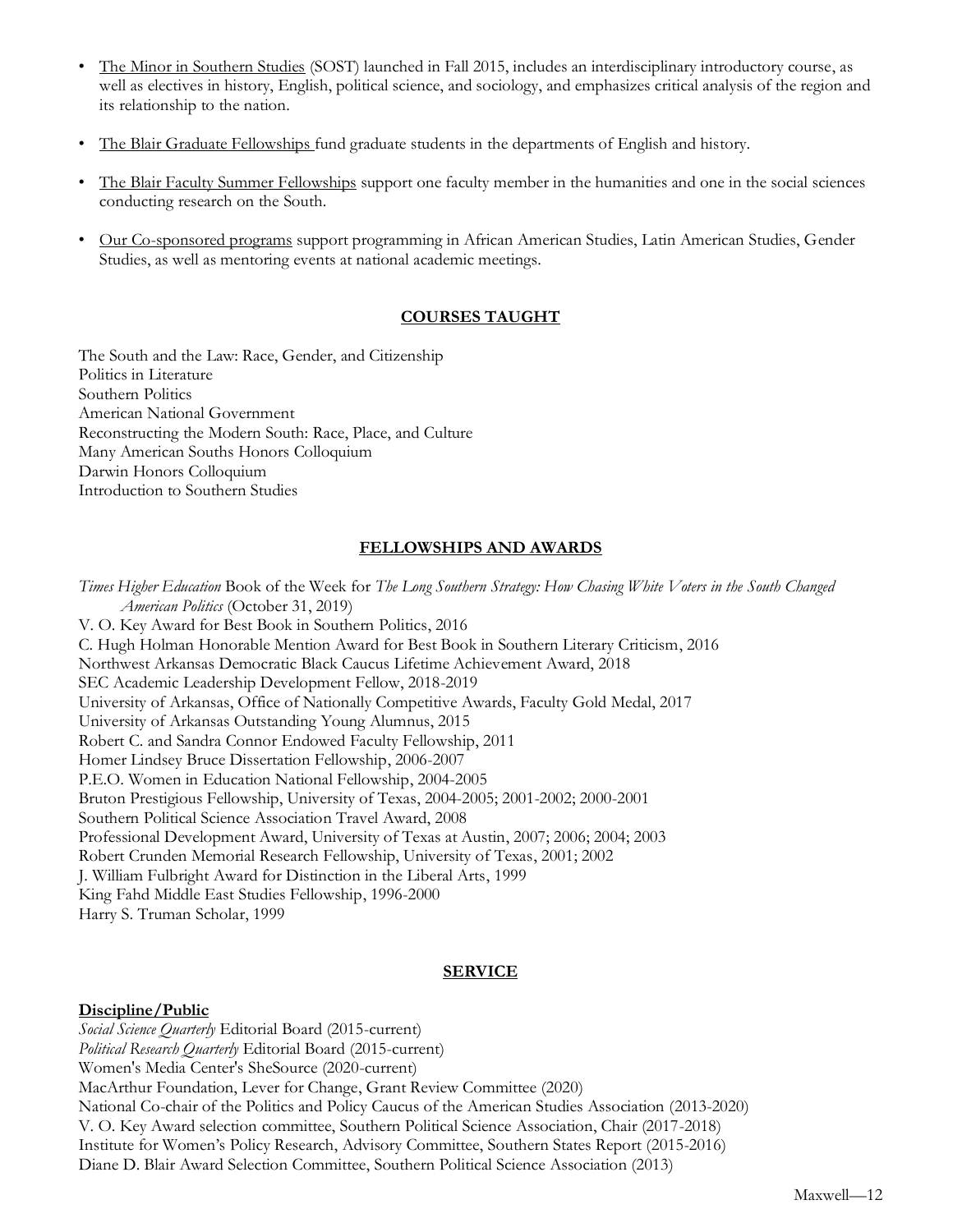- The Minor in Southern Studies (SOST) launched in Fall 2015, includes an interdisciplinary introductory course, as well as electives in history, English, political science, and sociology, and emphasizes critical analysis of the region and its relationship to the nation.

- The Blair Graduate Fellowships fund graduate students in the departments of English and history.

- The Blair Faculty Summer Fellowships support one faculty member in the humanities and one in the social sciences conducting research on the South.

- Our Co-sponsored programs support programming in African American Studies, Latin American Studies, Gender Studies, as well as mentoring events at national academic meetings.

## COURSES TAUGHT

The South and the Law: Race, Gender, and Citizenship
Politics in Literature
Southern Politics
American National Government
Reconstructing the Modern South: Race, Place, and Culture
Many American Souths Honors Colloquium
Darwin Honors Colloquium
Introduction to Southern Studies

## FELLOWSHIPS AND AWARDS

*Times Higher Education* Book of the Week for *The Long Southern Strategy: How Chasing White Voters in the South Changed American Politics* (October 31, 2019)
V. O. Key Award for Best Book in Southern Politics, 2016
C. Hugh Holman Honorable Mention Award for Best Book in Southern Literary Criticism, 2016
Northwest Arkansas Democratic Black Caucus Lifetime Achievement Award, 2018
SEC Academic Leadership Development Fellow, 2018-2019
University of Arkansas, Office of Nationally Competitive Awards, Faculty Gold Medal, 2017
University of Arkansas Outstanding Young Alumnus, 2015
Robert C. and Sandra Connor Endowed Faculty Fellowship, 2011
Homer Lindsey Bruce Dissertation Fellowship, 2006-2007
P.E.O. Women in Education National Fellowship, 2004-2005
Bruton Prestigious Fellowship, University of Texas, 2004-2005; 2001-2002; 2000-2001
Southern Political Science Association Travel Award, 2008
Professional Development Award, University of Texas at Austin, 2007; 2006; 2004; 2003
Robert Crunden Memorial Research Fellowship, University of Texas, 2001; 2002
J. William Fulbright Award for Distinction in the Liberal Arts, 1999
King Fahd Middle East Studies Fellowship, 1996-2000
Harry S. Truman Scholar, 1999

## SERVICE

### Discipline/Public

*Social Science Quarterly* Editorial Board (2015-current)
*Political Research Quarterly* Editorial Board (2015-current)
Women's Media Center's SheSource (2020-current)
MacArthur Foundation, Lever for Change, Grant Review Committee (2020)
National Co-chair of the Politics and Policy Caucus of the American Studies Association (2013-2020)
V. O. Key Award selection committee, Southern Political Science Association, Chair (2017-2018)
Institute for Women's Policy Research, Advisory Committee, Southern States Report (2015-2016)
Diane D. Blair Award Selection Committee, Southern Political Science Association (2013)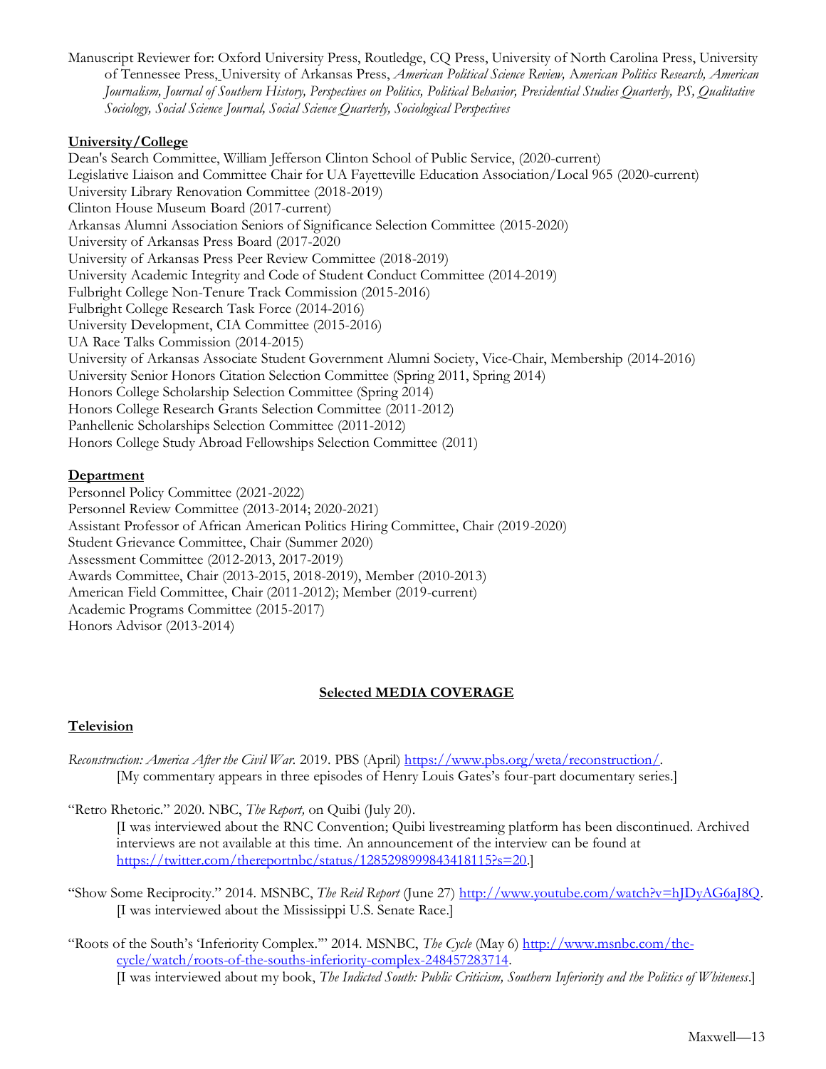Manuscript Reviewer for: Oxford University Press, Routledge, CQ Press, University of North Carolina Press, University of Tennessee Press, University of Arkansas Press, *American Political Science Review, American Politics Research, American Journalism, Journal of Southern History, Perspectives on Politics, Political Behavior, Presidential Studies Quarterly, PS, Qualitative Sociology, Social Science Journal, Social Science Quarterly, Sociological Perspectives*

**University/College**

Dean's Search Committee, William Jefferson Clinton School of Public Service, (2020-current)
Legislative Liaison and Committee Chair for UA Fayetteville Education Association/Local 965 (2020-current)
University Library Renovation Committee (2018-2019)
Clinton House Museum Board (2017-current)
Arkansas Alumni Association Seniors of Significance Selection Committee (2015-2020)
University of Arkansas Press Board (2017-2020
University of Arkansas Press Peer Review Committee (2018-2019)
University Academic Integrity and Code of Student Conduct Committee (2014-2019)
Fulbright College Non-Tenure Track Commission (2015-2016)
Fulbright College Research Task Force (2014-2016)
University Development, CIA Committee (2015-2016)
UA Race Talks Commission (2014-2015)
University of Arkansas Associate Student Government Alumni Society, Vice-Chair, Membership (2014-2016)
University Senior Honors Citation Selection Committee (Spring 2011, Spring 2014)
Honors College Scholarship Selection Committee (Spring 2014)
Honors College Research Grants Selection Committee (2011-2012)
Panhellenic Scholarships Selection Committee (2011-2012)
Honors College Study Abroad Fellowships Selection Committee (2011)

**Department**

Personnel Policy Committee (2021-2022)
Personnel Review Committee (2013-2014; 2020-2021)
Assistant Professor of African American Politics Hiring Committee, Chair (2019-2020)
Student Grievance Committee, Chair (Summer 2020)
Assessment Committee (2012-2013, 2017-2019)
Awards Committee, Chair (2013-2015, 2018-2019), Member (2010-2013)
American Field Committee, Chair (2011-2012); Member (2019-current)
Academic Programs Committee (2015-2017)
Honors Advisor (2013-2014)

## Selected MEDIA COVERAGE

**Television**

*Reconstruction: America After the Civil War*. 2019. PBS (April) https://www.pbs.org/weta/reconstruction/.
[My commentary appears in three episodes of Henry Louis Gates's four-part documentary series.]

"Retro Rhetoric." 2020. NBC, *The Report,* on Quibi (July 20).
[I was interviewed about the RNC Convention; Quibi livestreaming platform has been discontinued. Archived interviews are not available at this time. An announcement of the interview can be found at https://twitter.com/thereportnbc/status/1285298999843418115?s=20.]

"Show Some Reciprocity." 2014. MSNBC, *The Reid Report* (June 27) http://www.youtube.com/watch?v=hJDyAG6aJ8Q.
[I was interviewed about the Mississippi U.S. Senate Race.]

"Roots of the South's 'Inferiority Complex.'" 2014. MSNBC, *The Cycle* (May 6) http://www.msnbc.com/the-cycle/watch/roots-of-the-souths-inferiority-complex-248457283714.
[I was interviewed about my book, *The Indicted South: Public Criticism, Southern Inferiority and the Politics of Whiteness*.]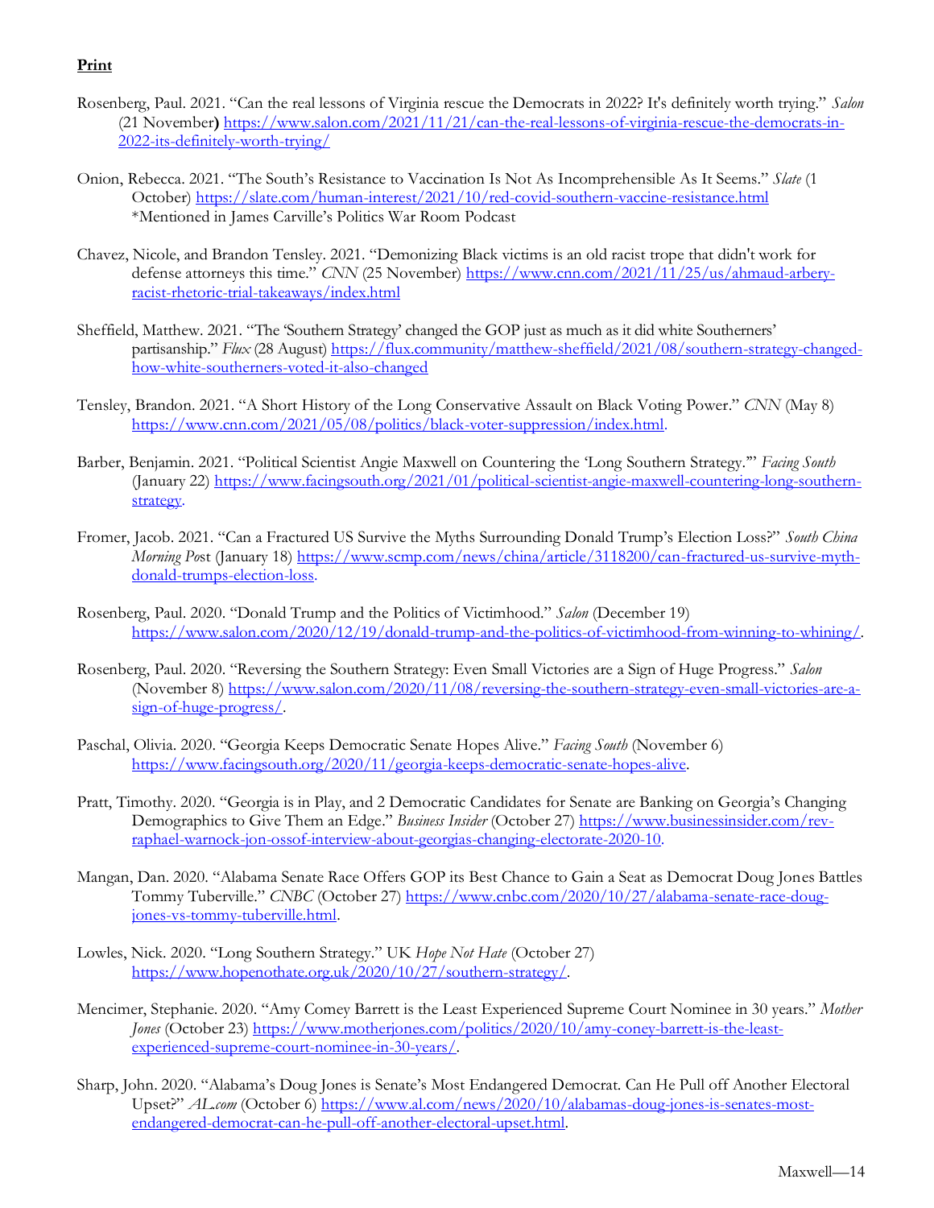**Print**

Rosenberg, Paul. 2021. "Can the real lessons of Virginia rescue the Democrats in 2022? It's definitely worth trying." *Salon* (21 November**)** https://www.salon.com/2021/11/21/can-the-real-lessons-of-virginia-rescue-the-democrats-in-2022-its-definitely-worth-trying/

Onion, Rebecca. 2021. "The South's Resistance to Vaccination Is Not As Incomprehensible As It Seems." *Slate* (1 October) https://slate.com/human-interest/2021/10/red-covid-southern-vaccine-resistance.html *Mentioned in James Carville's Politics War Room Podcast

Chavez, Nicole, and Brandon Tensley. 2021. "Demonizing Black victims is an old racist trope that didn't work for defense attorneys this time." *CNN* (25 November) https://www.cnn.com/2021/11/25/us/ahmaud-arbery-racist-rhetoric-trial-takeaways/index.html

Sheffield, Matthew. 2021. "The 'Southern Strategy' changed the GOP just as much as it did white Southerners' partisanship." *Flux* (28 August) https://flux.community/matthew-sheffield/2021/08/southern-strategy-changed-how-white-southerners-voted-it-also-changed

Tensley, Brandon. 2021. "A Short History of the Long Conservative Assault on Black Voting Power." *CNN* (May 8) https://www.cnn.com/2021/05/08/politics/black-voter-suppression/index.html.

Barber, Benjamin. 2021. "Political Scientist Angie Maxwell on Countering the 'Long Southern Strategy.'" *Facing South* (January 22) https://www.facingsouth.org/2021/01/political-scientist-angie-maxwell-countering-long-southern-strategy.

Fromer, Jacob. 2021. "Can a Fractured US Survive the Myths Surrounding Donald Trump's Election Loss?" *South China Morning Pos*t (January 18) https://www.scmp.com/news/china/article/3118200/can-fractured-us-survive-myth-donald-trumps-election-loss.

Rosenberg, Paul. 2020. "Donald Trump and the Politics of Victimhood." *Salon* (December 19) https://www.salon.com/2020/12/19/donald-trump-and-the-politics-of-victimhood-from-winning-to-whining/.

Rosenberg, Paul. 2020. "Reversing the Southern Strategy: Even Small Victories are a Sign of Huge Progress." *Salon* (November 8) https://www.salon.com/2020/11/08/reversing-the-southern-strategy-even-small-victories-are-a-sign-of-huge-progress/.

Paschal, Olivia. 2020. "Georgia Keeps Democratic Senate Hopes Alive." *Facing South* (November 6) https://www.facingsouth.org/2020/11/georgia-keeps-democratic-senate-hopes-alive.

Pratt, Timothy. 2020. "Georgia is in Play, and 2 Democratic Candidates for Senate are Banking on Georgia's Changing Demographics to Give Them an Edge." *Business Insider* (October 27) https://www.businessinsider.com/rev-raphael-warnock-jon-ossof-interview-about-georgias-changing-electorate-2020-10.

Mangan, Dan. 2020. "Alabama Senate Race Offers GOP its Best Chance to Gain a Seat as Democrat Doug Jones Battles Tommy Tuberville." *CNBC* (October 27) https://www.cnbc.com/2020/10/27/alabama-senate-race-doug-jones-vs-tommy-tuberville.html.

Lowles, Nick. 2020. "Long Southern Strategy." UK *Hope Not Hate* (October 27) https://www.hopenothate.org.uk/2020/10/27/southern-strategy/.

Mencimer, Stephanie. 2020. "Amy Comey Barrett is the Least Experienced Supreme Court Nominee in 30 years." *Mother Jones* (October 23) https://www.motherjones.com/politics/2020/10/amy-coney-barrett-is-the-least-experienced-supreme-court-nominee-in-30-years/.

Sharp, John. 2020. "Alabama's Doug Jones is Senate's Most Endangered Democrat. Can He Pull off Another Electoral Upset?" *AL.com* (October 6) https://www.al.com/news/2020/10/alabamas-doug-jones-is-senates-most-endangered-democrat-can-he-pull-off-another-electoral-upset.html.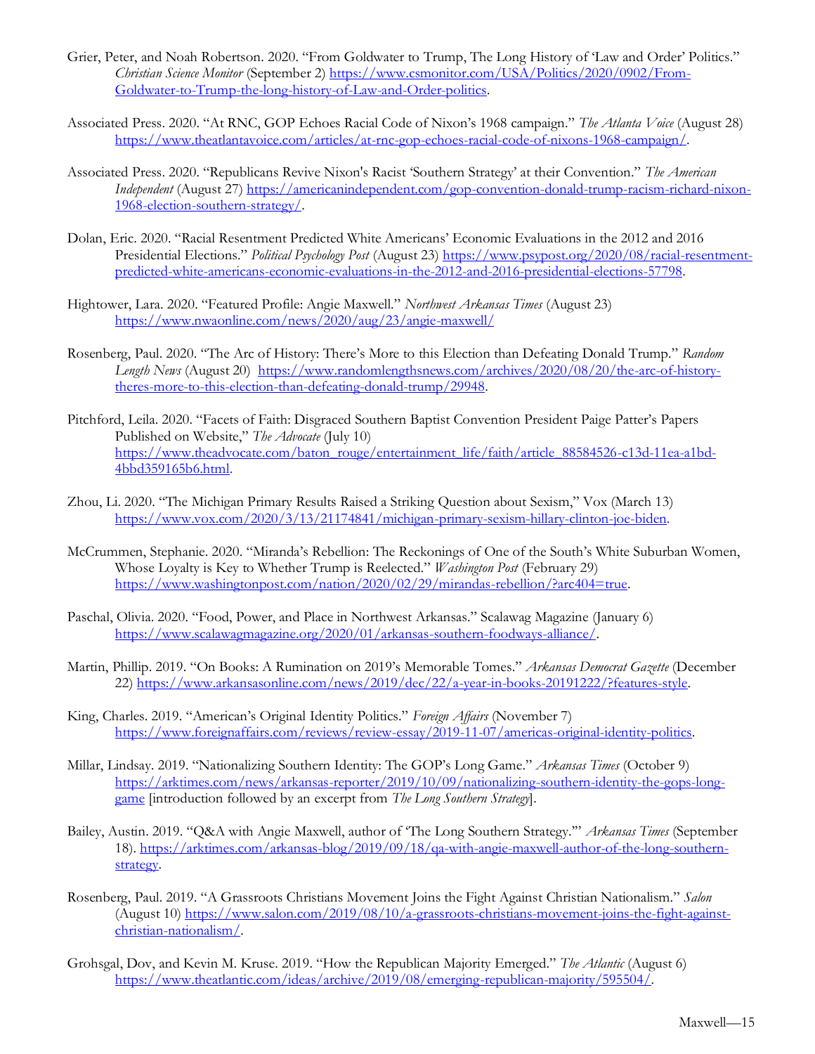Grier, Peter, and Noah Robertson. 2020. "From Goldwater to Trump, The Long History of 'Law and Order' Politics." *Christian Science Monitor* (September 2) https://www.csmonitor.com/USA/Politics/2020/0902/From-Goldwater-to-Trump-the-long-history-of-Law-and-Order-politics.

Associated Press. 2020. "At RNC, GOP Echoes Racial Code of Nixon's 1968 campaign." *The Atlanta Voice* (August 28) https://www.theatlantavoice.com/articles/at-rnc-gop-echoes-racial-code-of-nixons-1968-campaign/.

Associated Press. 2020. "Republicans Revive Nixon's Racist 'Southern Strategy' at their Convention." *The American Independent* (August 27) https://americanindependent.com/gop-convention-donald-trump-racism-richard-nixon-1968-election-southern-strategy/.

Dolan, Eric. 2020. "Racial Resentment Predicted White Americans' Economic Evaluations in the 2012 and 2016 Presidential Elections." *Political Psychology Post* (August 23) https://www.psypost.org/2020/08/racial-resentment-predicted-white-americans-economic-evaluations-in-the-2012-and-2016-presidential-elections-57798.

Hightower, Lara. 2020. "Featured Profile: Angie Maxwell." *Northwest Arkansas Times* (August 23) https://www.nwaonline.com/news/2020/aug/23/angie-maxwell/

Rosenberg, Paul. 2020. "The Arc of History: There's More to this Election than Defeating Donald Trump." *Random Length News* (August 20) https://www.randomlengthsnews.com/archives/2020/08/20/the-arc-of-history-theres-more-to-this-election-than-defeating-donald-trump/29948.

Pitchford, Leila. 2020. "Facets of Faith: Disgraced Southern Baptist Convention President Paige Patter's Papers Published on Website," *The Advocate* (July 10) https://www.theadvocate.com/baton_rouge/entertainment_life/faith/article_88584526-c13d-11ea-a1bd-4bbd359165b6.html.

Zhou, Li. 2020. "The Michigan Primary Results Raised a Striking Question about Sexism," Vox (March 13) https://www.vox.com/2020/3/13/21174841/michigan-primary-sexism-hillary-clinton-joe-biden.

McCrummen, Stephanie. 2020. "Miranda's Rebellion: The Reckonings of One of the South's White Suburban Women, Whose Loyalty is Key to Whether Trump is Reelected." *Washington Post* (February 29) https://www.washingtonpost.com/nation/2020/02/29/mirandas-rebellion/?arc404=true.

Paschal, Olivia. 2020. "Food, Power, and Place in Northwest Arkansas." Scalawag Magazine (January 6) https://www.scalawagmagazine.org/2020/01/arkansas-southern-foodways-alliance/.

Martin, Phillip. 2019. "On Books: A Rumination on 2019's Memorable Tomes." *Arkansas Democrat Gazette* (December 22) https://www.arkansasonline.com/news/2019/dec/22/a-year-in-books-20191222/?features-style.

King, Charles. 2019. "American's Original Identity Politics." *Foreign Affairs* (November 7) https://www.foreignaffairs.com/reviews/review-essay/2019-11-07/americas-original-identity-politics.

Millar, Lindsay. 2019. "Nationalizing Southern Identity: The GOP's Long Game." *Arkansas Times* (October 9) https://arktimes.com/news/arkansas-reporter/2019/10/09/nationalizing-southern-identity-the-gops-long-game [introduction followed by an excerpt from *The Long Southern Strategy*].

Bailey, Austin. 2019. "Q&A with Angie Maxwell, author of 'The Long Southern Strategy.'" *Arkansas Times* (September 18). https://arktimes.com/arkansas-blog/2019/09/18/qa-with-angie-maxwell-author-of-the-long-southern-strategy.

Rosenberg, Paul. 2019. "A Grassroots Christians Movement Joins the Fight Against Christian Nationalism." *Salon* (August 10) https://www.salon.com/2019/08/10/a-grassroots-christians-movement-joins-the-fight-against-christian-nationalism/.

Grohsgal, Dov, and Kevin M. Kruse. 2019. "How the Republican Majority Emerged." *The Atlantic* (August 6) https://www.theatlantic.com/ideas/archive/2019/08/emerging-republican-majority/595504/.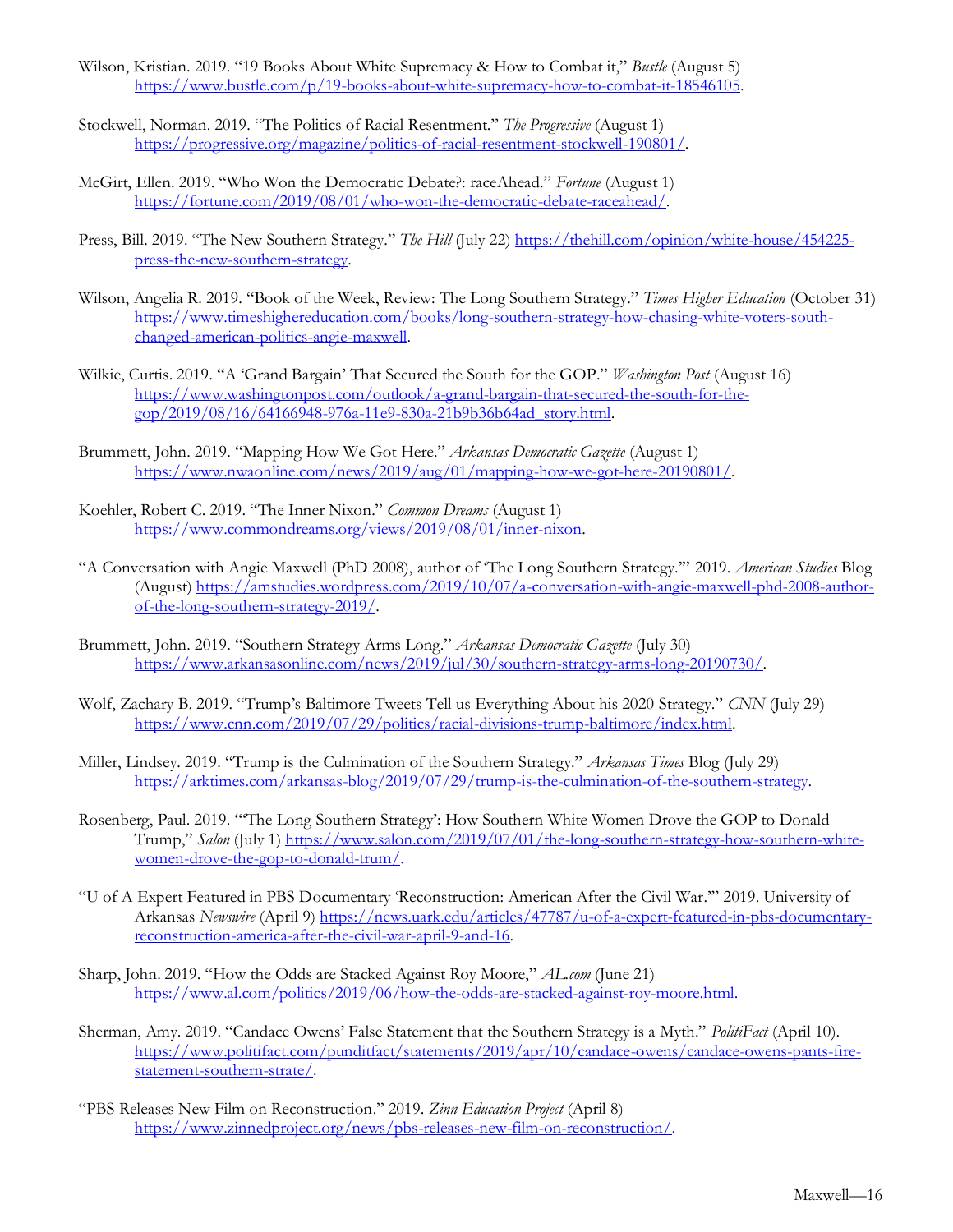Wilson, Kristian. 2019. "19 Books About White Supremacy & How to Combat it," *Bustle* (August 5) https://www.bustle.com/p/19-books-about-white-supremacy-how-to-combat-it-18546105.

Stockwell, Norman. 2019. "The Politics of Racial Resentment." *The Progressive* (August 1) https://progressive.org/magazine/politics-of-racial-resentment-stockwell-190801/.

McGirt, Ellen. 2019. "Who Won the Democratic Debate?: raceAhead." *Fortune* (August 1) https://fortune.com/2019/08/01/who-won-the-democratic-debate-raceahead/.

Press, Bill. 2019. "The New Southern Strategy." *The Hill* (July 22) https://thehill.com/opinion/white-house/454225-press-the-new-southern-strategy.

Wilson, Angelia R. 2019. "Book of the Week, Review: The Long Southern Strategy." *Times Higher Education* (October 31) https://www.timeshighereducation.com/books/long-southern-strategy-how-chasing-white-voters-south-changed-american-politics-angie-maxwell.

Wilkie, Curtis. 2019. "A 'Grand Bargain' That Secured the South for the GOP." *Washington Post* (August 16) https://www.washingtonpost.com/outlook/a-grand-bargain-that-secured-the-south-for-the-gop/2019/08/16/64166948-976a-11e9-830a-21b9b36b64ad_story.html.

Brummett, John. 2019. "Mapping How We Got Here." *Arkansas Democratic Gazette* (August 1) https://www.nwaonline.com/news/2019/aug/01/mapping-how-we-got-here-20190801/.

Koehler, Robert C. 2019. "The Inner Nixon." *Common Dreams* (August 1) https://www.commondreams.org/views/2019/08/01/inner-nixon.

"A Conversation with Angie Maxwell (PhD 2008), author of 'The Long Southern Strategy.'" 2019. *American Studies* Blog (August) https://amstudies.wordpress.com/2019/10/07/a-conversation-with-angie-maxwell-phd-2008-author-of-the-long-southern-strategy-2019/.

Brummett, John. 2019. "Southern Strategy Arms Long." *Arkansas Democratic Gazette* (July 30) https://www.arkansasonline.com/news/2019/jul/30/southern-strategy-arms-long-20190730/.

Wolf, Zachary B. 2019. "Trump's Baltimore Tweets Tell us Everything About his 2020 Strategy." *CNN* (July 29) https://www.cnn.com/2019/07/29/politics/racial-divisions-trump-baltimore/index.html.

Miller, Lindsey. 2019. "Trump is the Culmination of the Southern Strategy." *Arkansas Times* Blog (July 29) https://arktimes.com/arkansas-blog/2019/07/29/trump-is-the-culmination-of-the-southern-strategy.

Rosenberg, Paul. 2019. "'The Long Southern Strategy': How Southern White Women Drove the GOP to Donald Trump," *Salon* (July 1) https://www.salon.com/2019/07/01/the-long-southern-strategy-how-southern-white-women-drove-the-gop-to-donald-trum/.

"U of A Expert Featured in PBS Documentary 'Reconstruction: American After the Civil War.'" 2019. University of Arkansas *Newswire* (April 9) https://news.uark.edu/articles/47787/u-of-a-expert-featured-in-pbs-documentary-reconstruction-america-after-the-civil-war-april-9-and-16.

Sharp, John. 2019. "How the Odds are Stacked Against Roy Moore," *AL.com* (June 21) https://www.al.com/politics/2019/06/how-the-odds-are-stacked-against-roy-moore.html.

Sherman, Amy. 2019. "Candace Owens' False Statement that the Southern Strategy is a Myth." *PolitiFact* (April 10). https://www.politifact.com/punditfact/statements/2019/apr/10/candace-owens/candace-owens-pants-fire-statement-southern-strate/.

"PBS Releases New Film on Reconstruction." 2019. *Zinn Education Project* (April 8) https://www.zinnedproject.org/news/pbs-releases-new-film-on-reconstruction/.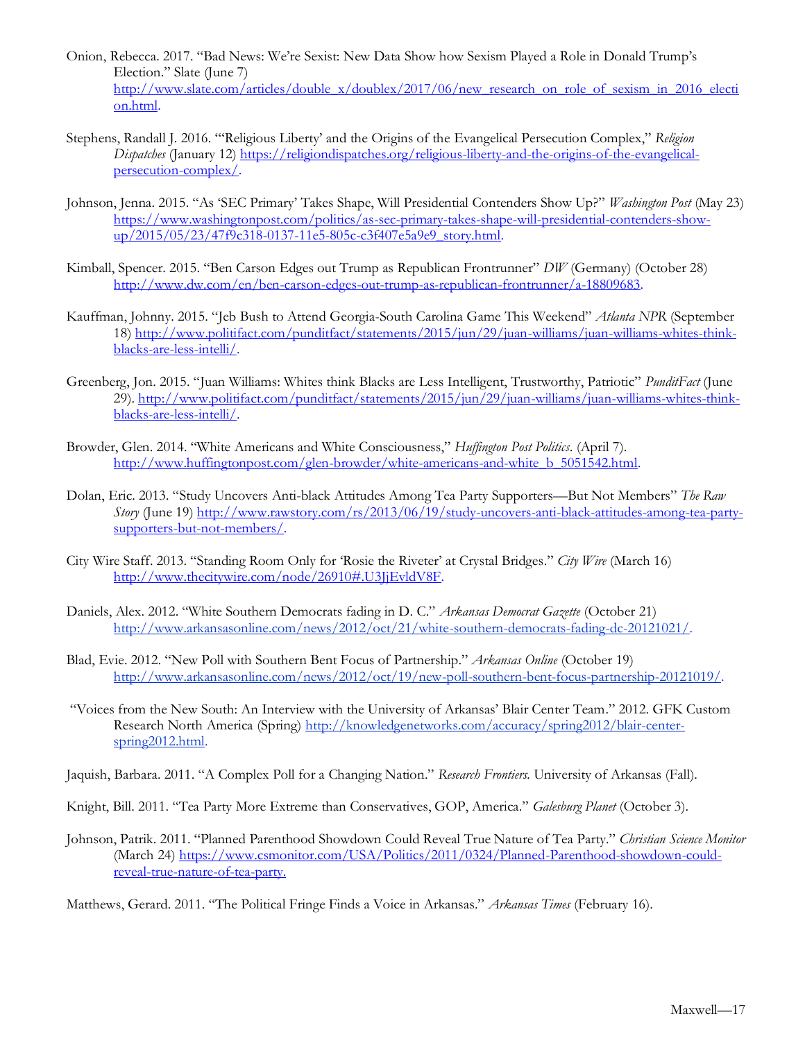Onion, Rebecca. 2017. "Bad News: We're Sexist: New Data Show how Sexism Played a Role in Donald Trump's Election." Slate (June 7) http://www.slate.com/articles/double_x/doublex/2017/06/new_research_on_role_of_sexism_in_2016_election.html.

Stephens, Randall J. 2016. "'Religious Liberty' and the Origins of the Evangelical Persecution Complex," *Religion Dispatches* (January 12) https://religiondispatches.org/religious-liberty-and-the-origins-of-the-evangelical-persecution-complex/.

Johnson, Jenna. 2015. "As 'SEC Primary' Takes Shape, Will Presidential Contenders Show Up?" *Washington Post* (May 23) https://www.washingtonpost.com/politics/as-sec-primary-takes-shape-will-presidential-contenders-show-up/2015/05/23/47f9c318-0137-11e5-805c-c3f407e5a9e9_story.html.

Kimball, Spencer. 2015. "Ben Carson Edges out Trump as Republican Frontrunner" *DW* (Germany) (October 28) http://www.dw.com/en/ben-carson-edges-out-trump-as-republican-frontrunner/a-18809683.

Kauffman, Johnny. 2015. "Jeb Bush to Attend Georgia-South Carolina Game This Weekend" *Atlanta NPR* (September 18) http://www.politifact.com/punditfact/statements/2015/jun/29/juan-williams/juan-williams-whites-think-blacks-are-less-intelli/.

Greenberg, Jon. 2015. "Juan Williams: Whites think Blacks are Less Intelligent, Trustworthy, Patriotic" *PunditFact* (June 29). http://www.politifact.com/punditfact/statements/2015/jun/29/juan-williams/juan-williams-whites-think-blacks-are-less-intelli/.

Browder, Glen. 2014. "White Americans and White Consciousness," *Huffington Post Politics*. (April 7). http://www.huffingtonpost.com/glen-browder/white-americans-and-white_b_5051542.html.

Dolan, Eric. 2013. "Study Uncovers Anti-black Attitudes Among Tea Party Supporters—But Not Members" *The Raw Story* (June 19) http://www.rawstory.com/rs/2013/06/19/study-uncovers-anti-black-attitudes-among-tea-party-supporters-but-not-members/.

City Wire Staff. 2013. "Standing Room Only for 'Rosie the Riveter' at Crystal Bridges." *City Wire* (March 16) http://www.thecitywire.com/node/26910#.U3JjEvldV8F.

Daniels, Alex. 2012. "White Southern Democrats fading in D. C." *Arkansas Democrat Gazette* (October 21) http://www.arkansasonline.com/news/2012/oct/21/white-southern-democrats-fading-dc-20121021/.

Blad, Evie. 2012. "New Poll with Southern Bent Focus of Partnership." *Arkansas Online* (October 19) http://www.arkansasonline.com/news/2012/oct/19/new-poll-southern-bent-focus-partnership-20121019/.

"Voices from the New South: An Interview with the University of Arkansas' Blair Center Team." 2012. GFK Custom Research North America (Spring) http://knowledgenetworks.com/accuracy/spring2012/blair-center-spring2012.html.

Jaquish, Barbara. 2011. "A Complex Poll for a Changing Nation." *Research Frontiers*. University of Arkansas (Fall).

Knight, Bill. 2011. "Tea Party More Extreme than Conservatives, GOP, America." *Galesburg Planet* (October 3).

Johnson, Patrik. 2011. "Planned Parenthood Showdown Could Reveal True Nature of Tea Party." *Christian Science Monitor* (March 24) https://www.csmonitor.com/USA/Politics/2011/0324/Planned-Parenthood-showdown-could-reveal-true-nature-of-tea-party.

Matthews, Gerard. 2011. "The Political Fringe Finds a Voice in Arkansas." *Arkansas Times* (February 16).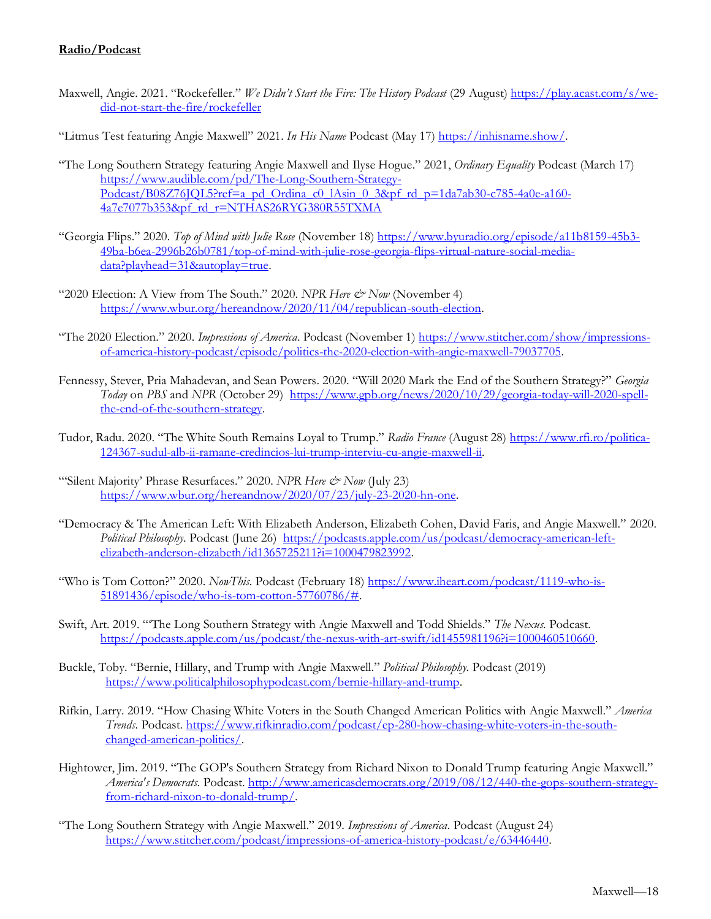**Radio/Podcast**

Maxwell, Angie. 2021. "Rockefeller." *We Didn't Start the Fire: The History Podcast* (29 August) https://play.acast.com/s/we-did-not-start-the-fire/rockefeller

"Litmus Test featuring Angie Maxwell" 2021. *In His Name* Podcast (May 17) https://inhisname.show/.

"The Long Southern Strategy featuring Angie Maxwell and Ilyse Hogue." 2021, *Ordinary Equality* Podcast (March 17) https://www.audible.com/pd/The-Long-Southern-Strategy-Podcast/B08Z76JQL5?ref=a_pd_Ordina_c0_lAsin_0_3&pf_rd_p=1da7ab30-c785-4a0e-a160-4a7e7077b353&pf_rd_r=NTHAS26RYG380R55TXMA

"Georgia Flips." 2020. *Top of Mind with Julie Rose* (November 18) https://www.byuradio.org/episode/a11b8159-45b3-49ba-b6ea-2996b26b0781/top-of-mind-with-julie-rose-georgia-flips-virtual-nature-social-media-data?playhead=31&autoplay=true.

"2020 Election: A View from The South." 2020. *NPR Here & Now* (November 4) https://www.wbur.org/hereandnow/2020/11/04/republican-south-election.

"The 2020 Election." 2020. *Impressions of America*. Podcast (November 1) https://www.stitcher.com/show/impressions-of-america-history-podcast/episode/politics-the-2020-election-with-angie-maxwell-79037705.

Fennessy, Stever, Pria Mahadevan, and Sean Powers. 2020. "Will 2020 Mark the End of the Southern Strategy?" *Georgia Today* on *PBS* and *NPR* (October 29) https://www.gpb.org/news/2020/10/29/georgia-today-will-2020-spell-the-end-of-the-southern-strategy.

Tudor, Radu. 2020. "The White South Remains Loyal to Trump." *Radio France* (August 28) https://www.rfi.ro/politica-124367-sudul-alb-ii-ramane-credincios-lui-trump-interviu-cu-angie-maxwell-ii.

"'Silent Majority' Phrase Resurfaces." 2020. *NPR Here & Now* (July 23) https://www.wbur.org/hereandnow/2020/07/23/july-23-2020-hn-one.

"Democracy & The American Left: With Elizabeth Anderson, Elizabeth Cohen, David Faris, and Angie Maxwell." 2020. *Political Philosophy*. Podcast (June 26) https://podcasts.apple.com/us/podcast/democracy-american-left-elizabeth-anderson-elizabeth/id1365725211?i=1000479823992.

"Who is Tom Cotton?" 2020. *NowThis*. Podcast (February 18) https://www.iheart.com/podcast/1119-who-is-51891436/episode/who-is-tom-cotton-57760786/#.

Swift, Art. 2019. "'The Long Southern Strategy with Angie Maxwell and Todd Shields." *The Nexus*. Podcast. https://podcasts.apple.com/us/podcast/the-nexus-with-art-swift/id1455981196?i=1000460510660.

Buckle, Toby. "Bernie, Hillary, and Trump with Angie Maxwell." *Political Philosophy*. Podcast (2019) https://www.politicalphilosophypodcast.com/bernie-hillary-and-trump.

Rifkin, Larry. 2019. "How Chasing White Voters in the South Changed American Politics with Angie Maxwell." *America Trends*. Podcast. https://www.rifkinradio.com/podcast/ep-280-how-chasing-white-voters-in-the-south-changed-american-politics/.

Hightower, Jim. 2019. "The GOP's Southern Strategy from Richard Nixon to Donald Trump featuring Angie Maxwell." *America's Democrats*. Podcast. http://www.americasdemocrats.org/2019/08/12/440-the-gops-southern-strategy-from-richard-nixon-to-donald-trump/.

"The Long Southern Strategy with Angie Maxwell." 2019. *Impressions of America*. Podcast (August 24) https://www.stitcher.com/podcast/impressions-of-america-history-podcast/e/63446440.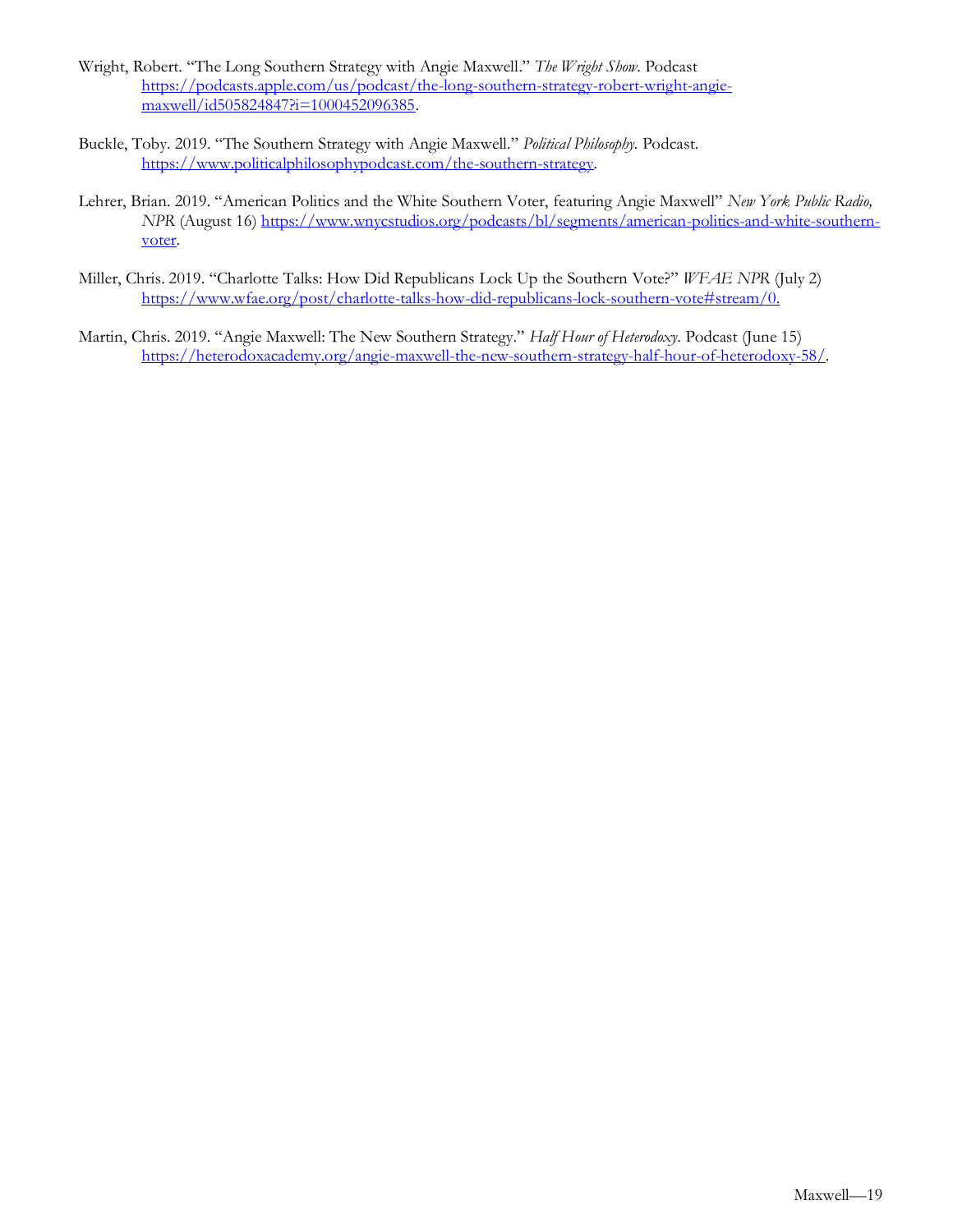Wright, Robert. "The Long Southern Strategy with Angie Maxwell." *The Wright Show*. Podcast https://podcasts.apple.com/us/podcast/the-long-southern-strategy-robert-wright-angie-maxwell/id505824847?i=1000452096385.

Buckle, Toby. 2019. "The Southern Strategy with Angie Maxwell." *Political Philosophy.* Podcast. https://www.politicalphilosophypodcast.com/the-southern-strategy.

Lehrer, Brian. 2019. "American Politics and the White Southern Voter, featuring Angie Maxwell" *New York Public Radio, NPR* (August 16) https://www.wnycstudios.org/podcasts/bl/segments/american-politics-and-white-southern-voter.

Miller, Chris. 2019. "Charlotte Talks: How Did Republicans Lock Up the Southern Vote?" *WFAE NPR* (July 2) https://www.wfae.org/post/charlotte-talks-how-did-republicans-lock-southern-vote#stream/0.

Martin, Chris. 2019. "Angie Maxwell: The New Southern Strategy." *Half Hour of Heterodoxy*. Podcast (June 15) https://heterodoxacademy.org/angie-maxwell-the-new-southern-strategy-half-hour-of-heterodoxy-58/.